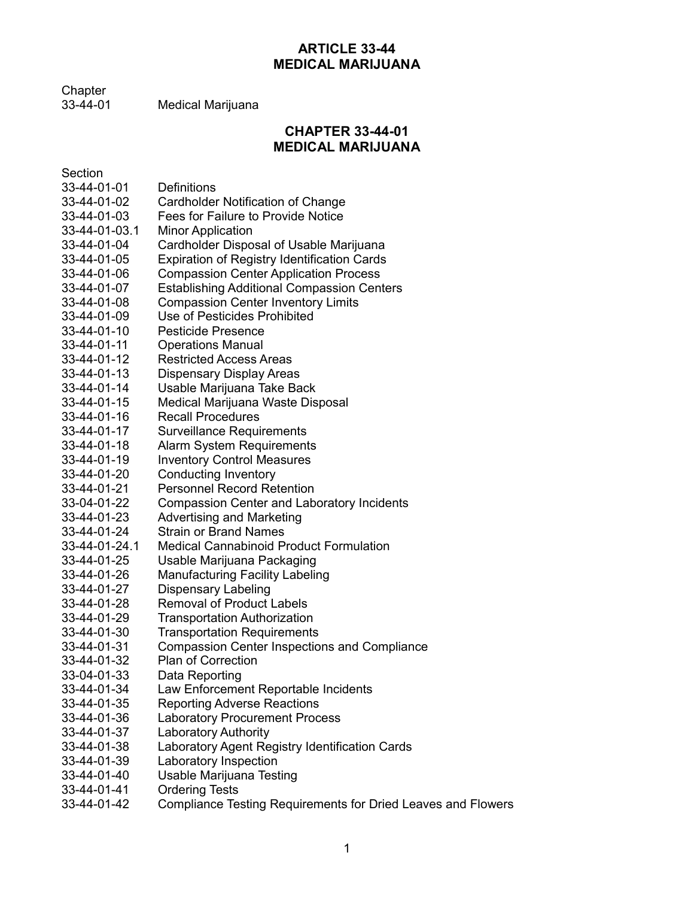# ARTICLE 33-44
# MEDICAL MARIJUANA

| Chapter | |
|---|---|
| 33-44-01 | Medical Marijuana |

## CHAPTER 33-44-01
## MEDICAL MARIJUANA

| Section | |
|---|---|
| 33-44-01-01 | Definitions |
| 33-44-01-02 | Cardholder Notification of Change |
| 33-44-01-03 | Fees for Failure to Provide Notice |
| 33-44-01-03.1 | Minor Application |
| 33-44-01-04 | Cardholder Disposal of Usable Marijuana |
| 33-44-01-05 | Expiration of Registry Identification Cards |
| 33-44-01-06 | Compassion Center Application Process |
| 33-44-01-07 | Establishing Additional Compassion Centers |
| 33-44-01-08 | Compassion Center Inventory Limits |
| 33-44-01-09 | Use of Pesticides Prohibited |
| 33-44-01-10 | Pesticide Presence |
| 33-44-01-11 | Operations Manual |
| 33-44-01-12 | Restricted Access Areas |
| 33-44-01-13 | Dispensary Display Areas |
| 33-44-01-14 | Usable Marijuana Take Back |
| 33-44-01-15 | Medical Marijuana Waste Disposal |
| 33-44-01-16 | Recall Procedures |
| 33-44-01-17 | Surveillance Requirements |
| 33-44-01-18 | Alarm System Requirements |
| 33-44-01-19 | Inventory Control Measures |
| 33-44-01-20 | Conducting Inventory |
| 33-44-01-21 | Personnel Record Retention |
| 33-04-01-22 | Compassion Center and Laboratory Incidents |
| 33-44-01-23 | Advertising and Marketing |
| 33-44-01-24 | Strain or Brand Names |
| 33-44-01-24.1 | Medical Cannabinoid Product Formulation |
| 33-44-01-25 | Usable Marijuana Packaging |
| 33-44-01-26 | Manufacturing Facility Labeling |
| 33-44-01-27 | Dispensary Labeling |
| 33-44-01-28 | Removal of Product Labels |
| 33-44-01-29 | Transportation Authorization |
| 33-44-01-30 | Transportation Requirements |
| 33-44-01-31 | Compassion Center Inspections and Compliance |
| 33-44-01-32 | Plan of Correction |
| 33-04-01-33 | Data Reporting |
| 33-44-01-34 | Law Enforcement Reportable Incidents |
| 33-44-01-35 | Reporting Adverse Reactions |
| 33-44-01-36 | Laboratory Procurement Process |
| 33-44-01-37 | Laboratory Authority |
| 33-44-01-38 | Laboratory Agent Registry Identification Cards |
| 33-44-01-39 | Laboratory Inspection |
| 33-44-01-40 | Usable Marijuana Testing |
| 33-44-01-41 | Ordering Tests |
| 33-44-01-42 | Compliance Testing Requirements for Dried Leaves and Flowers |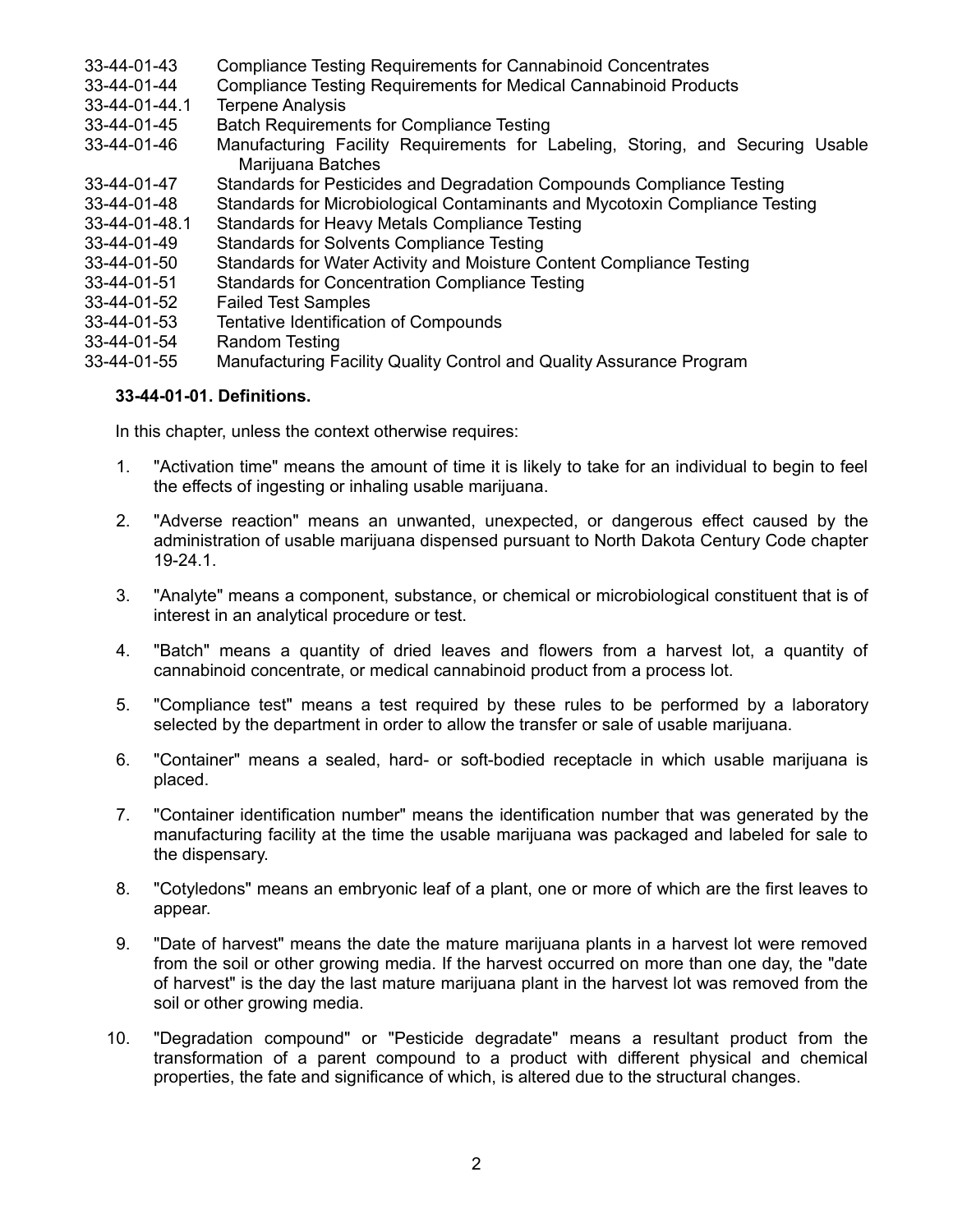| | |
|---|---|
| 33-44-01-43 | Compliance Testing Requirements for Cannabinoid Concentrates |
| 33-44-01-44 | Compliance Testing Requirements for Medical Cannabinoid Products |
| 33-44-01-44.1 | Terpene Analysis |
| 33-44-01-45 | Batch Requirements for Compliance Testing |
| 33-44-01-46 | Manufacturing Facility Requirements for Labeling, Storing, and Securing Usable Marijuana Batches |
| 33-44-01-47 | Standards for Pesticides and Degradation Compounds Compliance Testing |
| 33-44-01-48 | Standards for Microbiological Contaminants and Mycotoxin Compliance Testing |
| 33-44-01-48.1 | Standards for Heavy Metals Compliance Testing |
| 33-44-01-49 | Standards for Solvents Compliance Testing |
| 33-44-01-50 | Standards for Water Activity and Moisture Content Compliance Testing |
| 33-44-01-51 | Standards for Concentration Compliance Testing |
| 33-44-01-52 | Failed Test Samples |
| 33-44-01-53 | Tentative Identification of Compounds |
| 33-44-01-54 | Random Testing |
| 33-44-01-55 | Manufacturing Facility Quality Control and Quality Assurance Program |

**33-44-01-01. Definitions.**

In this chapter, unless the context otherwise requires:

1. "Activation time" means the amount of time it is likely to take for an individual to begin to feel the effects of ingesting or inhaling usable marijuana.

2. "Adverse reaction" means an unwanted, unexpected, or dangerous effect caused by the administration of usable marijuana dispensed pursuant to North Dakota Century Code chapter 19-24.1.

3. "Analyte" means a component, substance, or chemical or microbiological constituent that is of interest in an analytical procedure or test.

4. "Batch" means a quantity of dried leaves and flowers from a harvest lot, a quantity of cannabinoid concentrate, or medical cannabinoid product from a process lot.

5. "Compliance test" means a test required by these rules to be performed by a laboratory selected by the department in order to allow the transfer or sale of usable marijuana.

6. "Container" means a sealed, hard- or soft-bodied receptacle in which usable marijuana is placed.

7. "Container identification number" means the identification number that was generated by the manufacturing facility at the time the usable marijuana was packaged and labeled for sale to the dispensary.

8. "Cotyledons" means an embryonic leaf of a plant, one or more of which are the first leaves to appear.

9. "Date of harvest" means the date the mature marijuana plants in a harvest lot were removed from the soil or other growing media. If the harvest occurred on more than one day, the "date of harvest" is the day the last mature marijuana plant in the harvest lot was removed from the soil or other growing media.

10. "Degradation compound" or "Pesticide degradate" means a resultant product from the transformation of a parent compound to a product with different physical and chemical properties, the fate and significance of which, is altered due to the structural changes.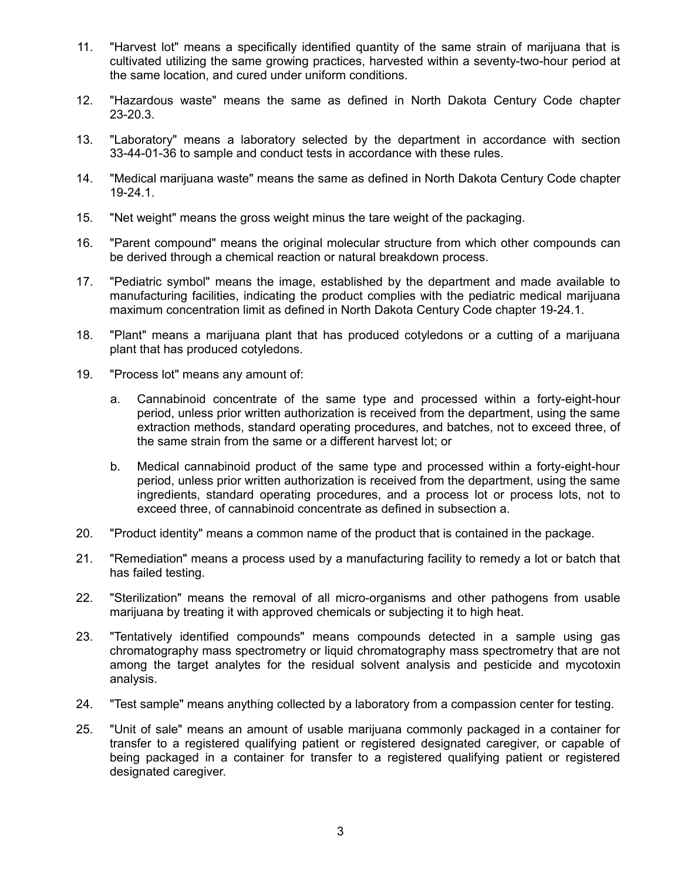11. "Harvest lot" means a specifically identified quantity of the same strain of marijuana that is cultivated utilizing the same growing practices, harvested within a seventy-two-hour period at the same location, and cured under uniform conditions.

12. "Hazardous waste" means the same as defined in North Dakota Century Code chapter 23-20.3.

13. "Laboratory" means a laboratory selected by the department in accordance with section 33-44-01-36 to sample and conduct tests in accordance with these rules.

14. "Medical marijuana waste" means the same as defined in North Dakota Century Code chapter 19-24.1.

15. "Net weight" means the gross weight minus the tare weight of the packaging.

16. "Parent compound" means the original molecular structure from which other compounds can be derived through a chemical reaction or natural breakdown process.

17. "Pediatric symbol" means the image, established by the department and made available to manufacturing facilities, indicating the product complies with the pediatric medical marijuana maximum concentration limit as defined in North Dakota Century Code chapter 19-24.1.

18. "Plant" means a marijuana plant that has produced cotyledons or a cutting of a marijuana plant that has produced cotyledons.

19. "Process lot" means any amount of:

    a. Cannabinoid concentrate of the same type and processed within a forty-eight-hour period, unless prior written authorization is received from the department, using the same extraction methods, standard operating procedures, and batches, not to exceed three, of the same strain from the same or a different harvest lot; or

    b. Medical cannabinoid product of the same type and processed within a forty-eight-hour period, unless prior written authorization is received from the department, using the same ingredients, standard operating procedures, and a process lot or process lots, not to exceed three, of cannabinoid concentrate as defined in subsection a.

20. "Product identity" means a common name of the product that is contained in the package.

21. "Remediation" means a process used by a manufacturing facility to remedy a lot or batch that has failed testing.

22. "Sterilization" means the removal of all micro-organisms and other pathogens from usable marijuana by treating it with approved chemicals or subjecting it to high heat.

23. "Tentatively identified compounds" means compounds detected in a sample using gas chromatography mass spectrometry or liquid chromatography mass spectrometry that are not among the target analytes for the residual solvent analysis and pesticide and mycotoxin analysis.

24. "Test sample" means anything collected by a laboratory from a compassion center for testing.

25. "Unit of sale" means an amount of usable marijuana commonly packaged in a container for transfer to a registered qualifying patient or registered designated caregiver, or capable of being packaged in a container for transfer to a registered qualifying patient or registered designated caregiver.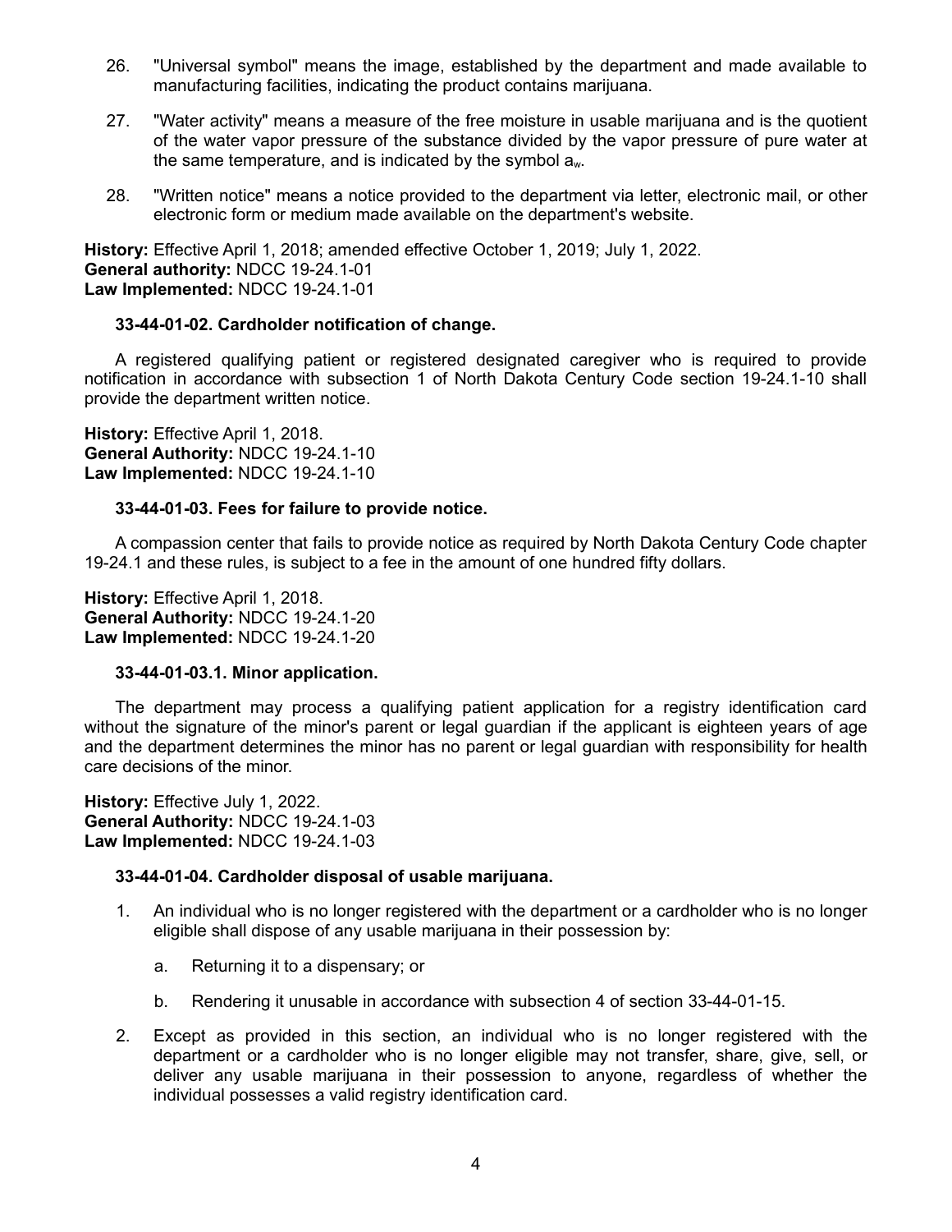26. "Universal symbol" means the image, established by the department and made available to manufacturing facilities, indicating the product contains marijuana.

27. "Water activity" means a measure of the free moisture in usable marijuana and is the quotient of the water vapor pressure of the substance divided by the vapor pressure of pure water at the same temperature, and is indicated by the symbol $a_w$.

28. "Written notice" means a notice provided to the department via letter, electronic mail, or other electronic form or medium made available on the department's website.

**History:** Effective April 1, 2018; amended effective October 1, 2019; July 1, 2022.
**General authority:** NDCC 19-24.1-01
**Law Implemented:** NDCC 19-24.1-01

**33-44-01-02. Cardholder notification of change.**

A registered qualifying patient or registered designated caregiver who is required to provide notification in accordance with subsection 1 of North Dakota Century Code section 19-24.1-10 shall provide the department written notice.

**History:** Effective April 1, 2018.
**General Authority:** NDCC 19-24.1-10
**Law Implemented:** NDCC 19-24.1-10

**33-44-01-03. Fees for failure to provide notice.**

A compassion center that fails to provide notice as required by North Dakota Century Code chapter 19-24.1 and these rules, is subject to a fee in the amount of one hundred fifty dollars.

**History:** Effective April 1, 2018.
**General Authority:** NDCC 19-24.1-20
**Law Implemented:** NDCC 19-24.1-20

**33-44-01-03.1. Minor application.**

The department may process a qualifying patient application for a registry identification card without the signature of the minor's parent or legal guardian if the applicant is eighteen years of age and the department determines the minor has no parent or legal guardian with responsibility for health care decisions of the minor.

**History:** Effective July 1, 2022.
**General Authority:** NDCC 19-24.1-03
**Law Implemented:** NDCC 19-24.1-03

**33-44-01-04. Cardholder disposal of usable marijuana.**

1. An individual who is no longer registered with the department or a cardholder who is no longer eligible shall dispose of any usable marijuana in their possession by:

   a. Returning it to a dispensary; or

   b. Rendering it unusable in accordance with subsection 4 of section 33-44-01-15.

2. Except as provided in this section, an individual who is no longer registered with the department or a cardholder who is no longer eligible may not transfer, share, give, sell, or deliver any usable marijuana in their possession to anyone, regardless of whether the individual possesses a valid registry identification card.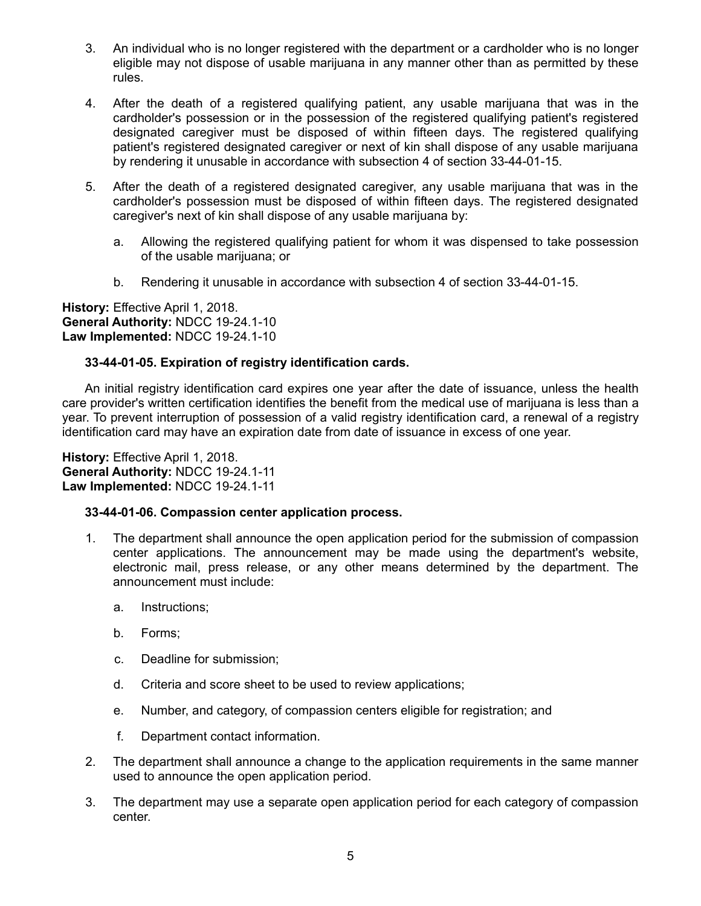3. An individual who is no longer registered with the department or a cardholder who is no longer eligible may not dispose of usable marijuana in any manner other than as permitted by these rules.

4. After the death of a registered qualifying patient, any usable marijuana that was in the cardholder's possession or in the possession of the registered qualifying patient's registered designated caregiver must be disposed of within fifteen days. The registered qualifying patient's registered designated caregiver or next of kin shall dispose of any usable marijuana by rendering it unusable in accordance with subsection 4 of section 33-44-01-15.

5. After the death of a registered designated caregiver, any usable marijuana that was in the cardholder's possession must be disposed of within fifteen days. The registered designated caregiver's next of kin shall dispose of any usable marijuana by:

   a. Allowing the registered qualifying patient for whom it was dispensed to take possession of the usable marijuana; or

   b. Rendering it unusable in accordance with subsection 4 of section 33-44-01-15.

**History:** Effective April 1, 2018.
**General Authority:** NDCC 19-24.1-10
**Law Implemented:** NDCC 19-24.1-10

**33-44-01-05. Expiration of registry identification cards.**

An initial registry identification card expires one year after the date of issuance, unless the health care provider's written certification identifies the benefit from the medical use of marijuana is less than a year. To prevent interruption of possession of a valid registry identification card, a renewal of a registry identification card may have an expiration date from date of issuance in excess of one year.

**History:** Effective April 1, 2018.
**General Authority:** NDCC 19-24.1-11
**Law Implemented:** NDCC 19-24.1-11

**33-44-01-06. Compassion center application process.**

1. The department shall announce the open application period for the submission of compassion center applications. The announcement may be made using the department's website, electronic mail, press release, or any other means determined by the department. The announcement must include:

   a. Instructions;

   b. Forms;

   c. Deadline for submission;

   d. Criteria and score sheet to be used to review applications;

   e. Number, and category, of compassion centers eligible for registration; and

   f. Department contact information.

2. The department shall announce a change to the application requirements in the same manner used to announce the open application period.

3. The department may use a separate open application period for each category of compassion center.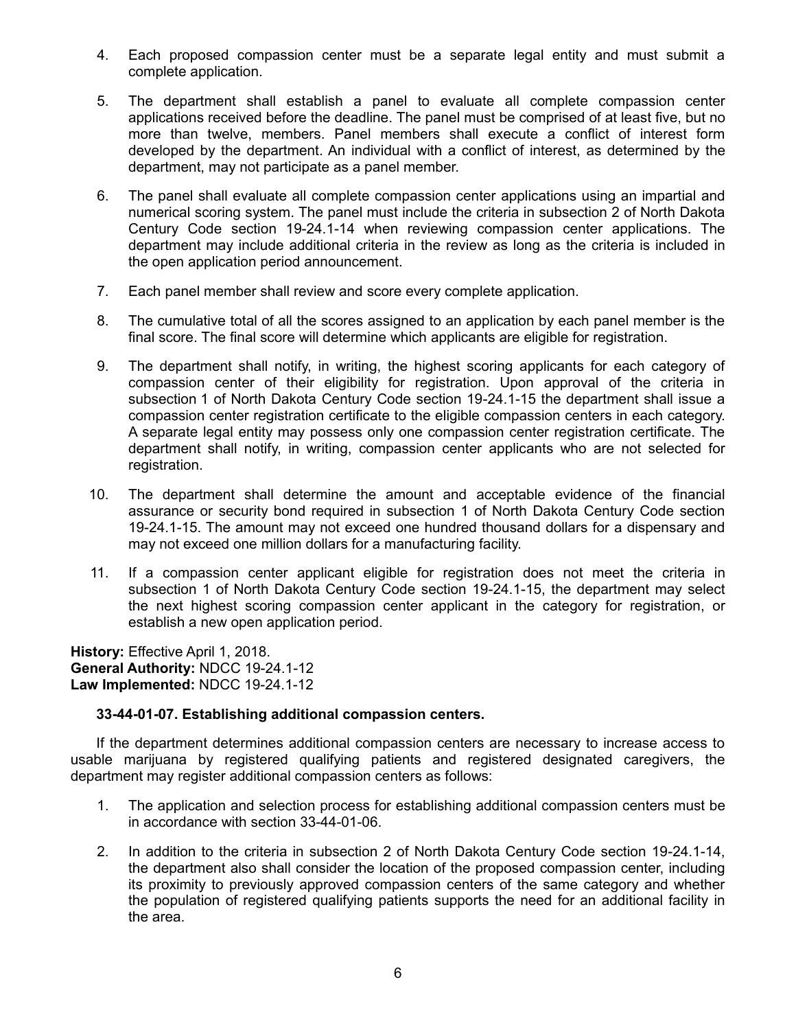4. Each proposed compassion center must be a separate legal entity and must submit a complete application.

5. The department shall establish a panel to evaluate all complete compassion center applications received before the deadline. The panel must be comprised of at least five, but no more than twelve, members. Panel members shall execute a conflict of interest form developed by the department. An individual with a conflict of interest, as determined by the department, may not participate as a panel member.

6. The panel shall evaluate all complete compassion center applications using an impartial and numerical scoring system. The panel must include the criteria in subsection 2 of North Dakota Century Code section 19-24.1-14 when reviewing compassion center applications. The department may include additional criteria in the review as long as the criteria is included in the open application period announcement.

7. Each panel member shall review and score every complete application.

8. The cumulative total of all the scores assigned to an application by each panel member is the final score. The final score will determine which applicants are eligible for registration.

9. The department shall notify, in writing, the highest scoring applicants for each category of compassion center of their eligibility for registration. Upon approval of the criteria in subsection 1 of North Dakota Century Code section 19-24.1-15 the department shall issue a compassion center registration certificate to the eligible compassion centers in each category. A separate legal entity may possess only one compassion center registration certificate. The department shall notify, in writing, compassion center applicants who are not selected for registration.

10. The department shall determine the amount and acceptable evidence of the financial assurance or security bond required in subsection 1 of North Dakota Century Code section 19-24.1-15. The amount may not exceed one hundred thousand dollars for a dispensary and may not exceed one million dollars for a manufacturing facility.

11. If a compassion center applicant eligible for registration does not meet the criteria in subsection 1 of North Dakota Century Code section 19-24.1-15, the department may select the next highest scoring compassion center applicant in the category for registration, or establish a new open application period.

**History:** Effective April 1, 2018.
**General Authority:** NDCC 19-24.1-12
**Law Implemented:** NDCC 19-24.1-12

**33-44-01-07. Establishing additional compassion centers.**

If the department determines additional compassion centers are necessary to increase access to usable marijuana by registered qualifying patients and registered designated caregivers, the department may register additional compassion centers as follows:

1. The application and selection process for establishing additional compassion centers must be in accordance with section 33-44-01-06.

2. In addition to the criteria in subsection 2 of North Dakota Century Code section 19-24.1-14, the department also shall consider the location of the proposed compassion center, including its proximity to previously approved compassion centers of the same category and whether the population of registered qualifying patients supports the need for an additional facility in the area.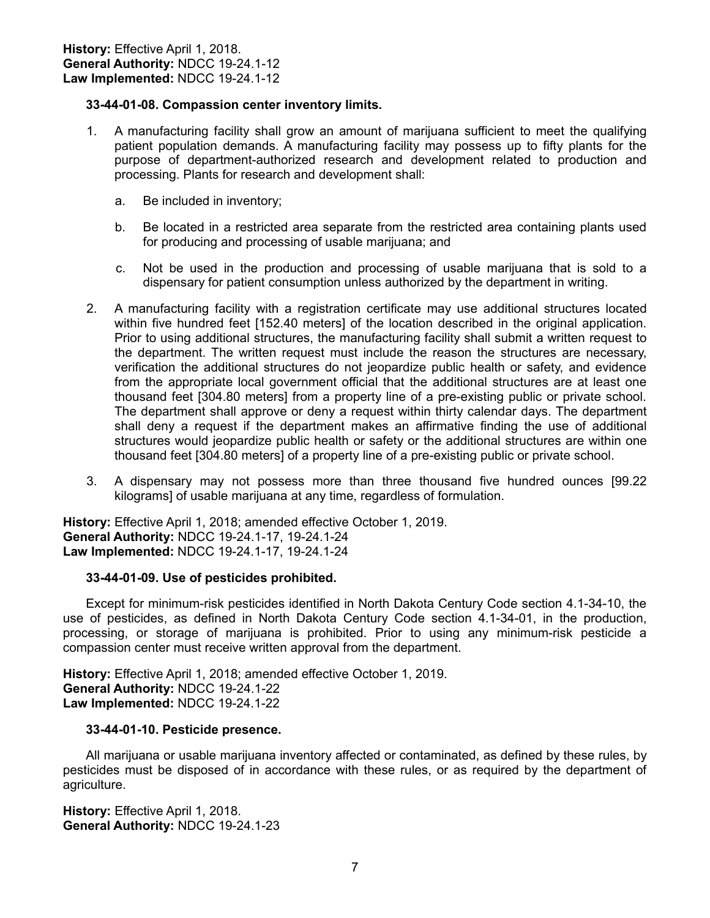**History:** Effective April 1, 2018.
**General Authority:** NDCC 19-24.1-12
**Law Implemented:** NDCC 19-24.1-12

**33-44-01-08. Compassion center inventory limits.**

1. A manufacturing facility shall grow an amount of marijuana sufficient to meet the qualifying patient population demands. A manufacturing facility may possess up to fifty plants for the purpose of department-authorized research and development related to production and processing. Plants for research and development shall:

   a. Be included in inventory;

   b. Be located in a restricted area separate from the restricted area containing plants used for producing and processing of usable marijuana; and

   c. Not be used in the production and processing of usable marijuana that is sold to a dispensary for patient consumption unless authorized by the department in writing.

2. A manufacturing facility with a registration certificate may use additional structures located within five hundred feet [152.40 meters] of the location described in the original application. Prior to using additional structures, the manufacturing facility shall submit a written request to the department. The written request must include the reason the structures are necessary, verification the additional structures do not jeopardize public health or safety, and evidence from the appropriate local government official that the additional structures are at least one thousand feet [304.80 meters] from a property line of a pre-existing public or private school. The department shall approve or deny a request within thirty calendar days. The department shall deny a request if the department makes an affirmative finding the use of additional structures would jeopardize public health or safety or the additional structures are within one thousand feet [304.80 meters] of a property line of a pre-existing public or private school.

3. A dispensary may not possess more than three thousand five hundred ounces [99.22 kilograms] of usable marijuana at any time, regardless of formulation.

**History:** Effective April 1, 2018; amended effective October 1, 2019.
**General Authority:** NDCC 19-24.1-17, 19-24.1-24
**Law Implemented:** NDCC 19-24.1-17, 19-24.1-24

**33-44-01-09. Use of pesticides prohibited.**

Except for minimum-risk pesticides identified in North Dakota Century Code section 4.1-34-10, the use of pesticides, as defined in North Dakota Century Code section 4.1-34-01, in the production, processing, or storage of marijuana is prohibited. Prior to using any minimum-risk pesticide a compassion center must receive written approval from the department.

**History:** Effective April 1, 2018; amended effective October 1, 2019.
**General Authority:** NDCC 19-24.1-22
**Law Implemented:** NDCC 19-24.1-22

**33-44-01-10. Pesticide presence.**

All marijuana or usable marijuana inventory affected or contaminated, as defined by these rules, by pesticides must be disposed of in accordance with these rules, or as required by the department of agriculture.

**History:** Effective April 1, 2018.
**General Authority:** NDCC 19-24.1-23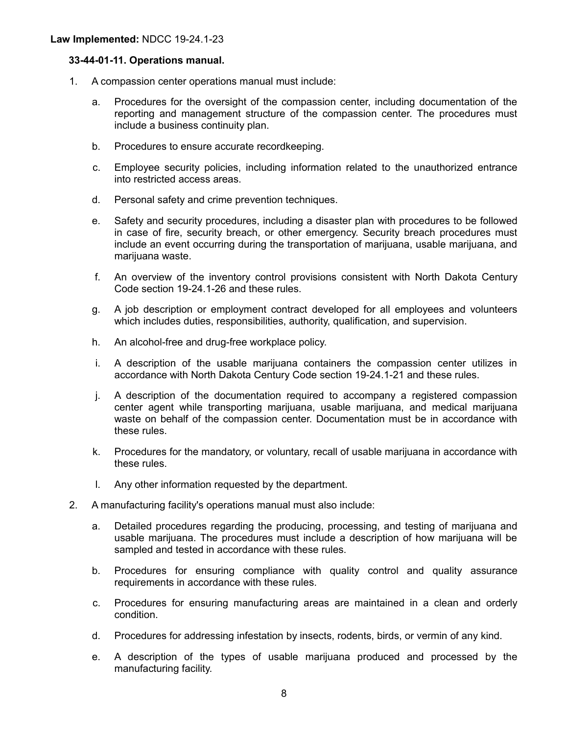**Law Implemented:** NDCC 19-24.1-23

**33-44-01-11. Operations manual.**

1. A compassion center operations manual must include:

   a. Procedures for the oversight of the compassion center, including documentation of the reporting and management structure of the compassion center. The procedures must include a business continuity plan.

   b. Procedures to ensure accurate recordkeeping.

   c. Employee security policies, including information related to the unauthorized entrance into restricted access areas.

   d. Personal safety and crime prevention techniques.

   e. Safety and security procedures, including a disaster plan with procedures to be followed in case of fire, security breach, or other emergency. Security breach procedures must include an event occurring during the transportation of marijuana, usable marijuana, and marijuana waste.

   f. An overview of the inventory control provisions consistent with North Dakota Century Code section 19-24.1-26 and these rules.

   g. A job description or employment contract developed for all employees and volunteers which includes duties, responsibilities, authority, qualification, and supervision.

   h. An alcohol-free and drug-free workplace policy.

   i. A description of the usable marijuana containers the compassion center utilizes in accordance with North Dakota Century Code section 19-24.1-21 and these rules.

   j. A description of the documentation required to accompany a registered compassion center agent while transporting marijuana, usable marijuana, and medical marijuana waste on behalf of the compassion center. Documentation must be in accordance with these rules.

   k. Procedures for the mandatory, or voluntary, recall of usable marijuana in accordance with these rules.

   l. Any other information requested by the department.

2. A manufacturing facility's operations manual must also include:

   a. Detailed procedures regarding the producing, processing, and testing of marijuana and usable marijuana. The procedures must include a description of how marijuana will be sampled and tested in accordance with these rules.

   b. Procedures for ensuring compliance with quality control and quality assurance requirements in accordance with these rules.

   c. Procedures for ensuring manufacturing areas are maintained in a clean and orderly condition.

   d. Procedures for addressing infestation by insects, rodents, birds, or vermin of any kind.

   e. A description of the types of usable marijuana produced and processed by the manufacturing facility.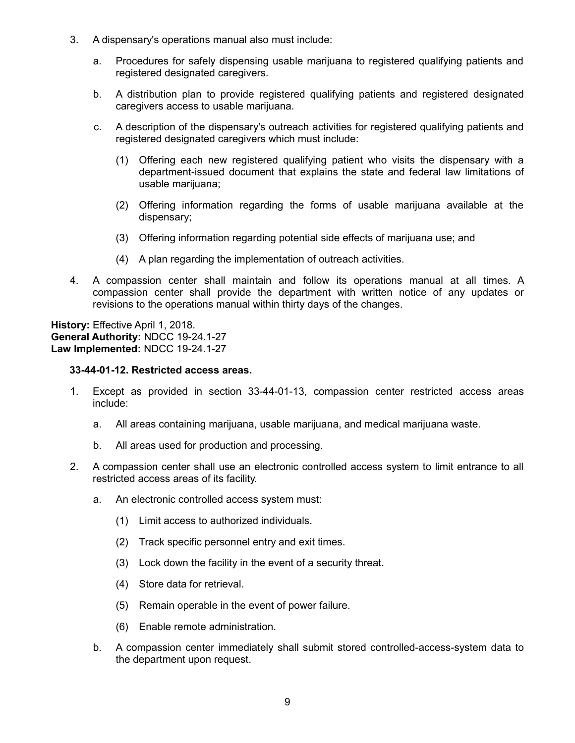3. A dispensary's operations manual also must include:

   a. Procedures for safely dispensing usable marijuana to registered qualifying patients and registered designated caregivers.

   b. A distribution plan to provide registered qualifying patients and registered designated caregivers access to usable marijuana.

   c. A description of the dispensary's outreach activities for registered qualifying patients and registered designated caregivers which must include:

      (1) Offering each new registered qualifying patient who visits the dispensary with a department-issued document that explains the state and federal law limitations of usable marijuana;

      (2) Offering information regarding the forms of usable marijuana available at the dispensary;

      (3) Offering information regarding potential side effects of marijuana use; and

      (4) A plan regarding the implementation of outreach activities.

4. A compassion center shall maintain and follow its operations manual at all times. A compassion center shall provide the department with written notice of any updates or revisions to the operations manual within thirty days of the changes.

**History:** Effective April 1, 2018.
**General Authority:** NDCC 19-24.1-27
**Law Implemented:** NDCC 19-24.1-27

**33-44-01-12. Restricted access areas.**

1. Except as provided in section 33-44-01-13, compassion center restricted access areas include:

   a. All areas containing marijuana, usable marijuana, and medical marijuana waste.

   b. All areas used for production and processing.

2. A compassion center shall use an electronic controlled access system to limit entrance to all restricted access areas of its facility.

   a. An electronic controlled access system must:

      (1) Limit access to authorized individuals.

      (2) Track specific personnel entry and exit times.

      (3) Lock down the facility in the event of a security threat.

      (4) Store data for retrieval.

      (5) Remain operable in the event of power failure.

      (6) Enable remote administration.

   b. A compassion center immediately shall submit stored controlled-access-system data to the department upon request.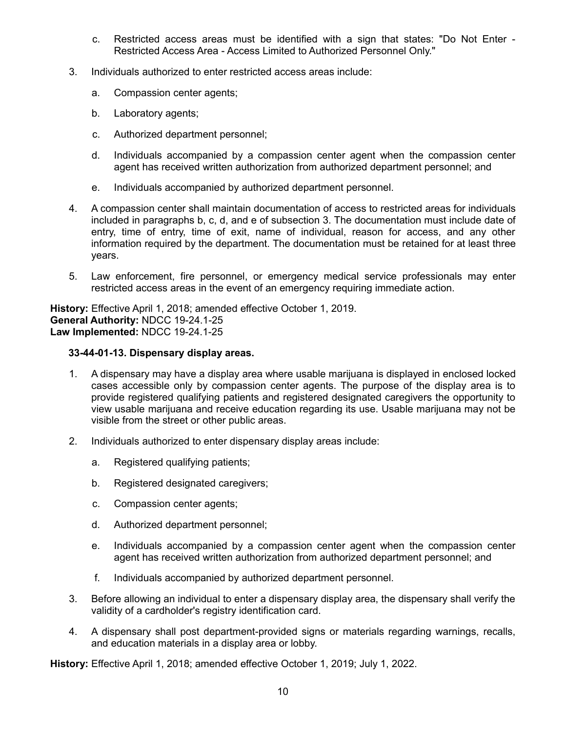c. Restricted access areas must be identified with a sign that states: "Do Not Enter - Restricted Access Area - Access Limited to Authorized Personnel Only."

3. Individuals authorized to enter restricted access areas include:

   a. Compassion center agents;

   b. Laboratory agents;

   c. Authorized department personnel;

   d. Individuals accompanied by a compassion center agent when the compassion center agent has received written authorization from authorized department personnel; and

   e. Individuals accompanied by authorized department personnel.

4. A compassion center shall maintain documentation of access to restricted areas for individuals included in paragraphs b, c, d, and e of subsection 3. The documentation must include date of entry, time of entry, time of exit, name of individual, reason for access, and any other information required by the department. The documentation must be retained for at least three years.

5. Law enforcement, fire personnel, or emergency medical service professionals may enter restricted access areas in the event of an emergency requiring immediate action.

**History:** Effective April 1, 2018; amended effective October 1, 2019.
**General Authority:** NDCC 19-24.1-25
**Law Implemented:** NDCC 19-24.1-25

**33-44-01-13. Dispensary display areas.**

1. A dispensary may have a display area where usable marijuana is displayed in enclosed locked cases accessible only by compassion center agents. The purpose of the display area is to provide registered qualifying patients and registered designated caregivers the opportunity to view usable marijuana and receive education regarding its use. Usable marijuana may not be visible from the street or other public areas.

2. Individuals authorized to enter dispensary display areas include:

   a. Registered qualifying patients;

   b. Registered designated caregivers;

   c. Compassion center agents;

   d. Authorized department personnel;

   e. Individuals accompanied by a compassion center agent when the compassion center agent has received written authorization from authorized department personnel; and

   f. Individuals accompanied by authorized department personnel.

3. Before allowing an individual to enter a dispensary display area, the dispensary shall verify the validity of a cardholder's registry identification card.

4. A dispensary shall post department-provided signs or materials regarding warnings, recalls, and education materials in a display area or lobby.

**History:** Effective April 1, 2018; amended effective October 1, 2019; July 1, 2022.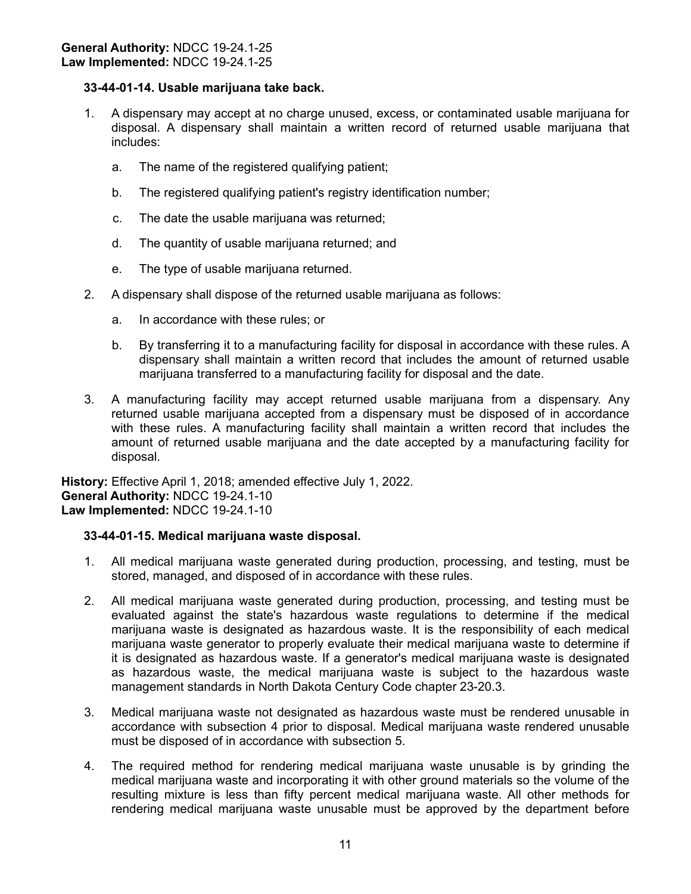**General Authority:** NDCC 19-24.1-25
**Law Implemented:** NDCC 19-24.1-25

**33-44-01-14. Usable marijuana take back.**

1. A dispensary may accept at no charge unused, excess, or contaminated usable marijuana for disposal. A dispensary shall maintain a written record of returned usable marijuana that includes:

   a. The name of the registered qualifying patient;

   b. The registered qualifying patient's registry identification number;

   c. The date the usable marijuana was returned;

   d. The quantity of usable marijuana returned; and

   e. The type of usable marijuana returned.

2. A dispensary shall dispose of the returned usable marijuana as follows:

   a. In accordance with these rules; or

   b. By transferring it to a manufacturing facility for disposal in accordance with these rules. A dispensary shall maintain a written record that includes the amount of returned usable marijuana transferred to a manufacturing facility for disposal and the date.

3. A manufacturing facility may accept returned usable marijuana from a dispensary. Any returned usable marijuana accepted from a dispensary must be disposed of in accordance with these rules. A manufacturing facility shall maintain a written record that includes the amount of returned usable marijuana and the date accepted by a manufacturing facility for disposal.

**History:** Effective April 1, 2018; amended effective July 1, 2022.
**General Authority:** NDCC 19-24.1-10
**Law Implemented:** NDCC 19-24.1-10

**33-44-01-15. Medical marijuana waste disposal.**

1. All medical marijuana waste generated during production, processing, and testing, must be stored, managed, and disposed of in accordance with these rules.

2. All medical marijuana waste generated during production, processing, and testing must be evaluated against the state's hazardous waste regulations to determine if the medical marijuana waste is designated as hazardous waste. It is the responsibility of each medical marijuana waste generator to properly evaluate their medical marijuana waste to determine if it is designated as hazardous waste. If a generator's medical marijuana waste is designated as hazardous waste, the medical marijuana waste is subject to the hazardous waste management standards in North Dakota Century Code chapter 23-20.3.

3. Medical marijuana waste not designated as hazardous waste must be rendered unusable in accordance with subsection 4 prior to disposal. Medical marijuana waste rendered unusable must be disposed of in accordance with subsection 5.

4. The required method for rendering medical marijuana waste unusable is by grinding the medical marijuana waste and incorporating it with other ground materials so the volume of the resulting mixture is less than fifty percent medical marijuana waste. All other methods for rendering medical marijuana waste unusable must be approved by the department before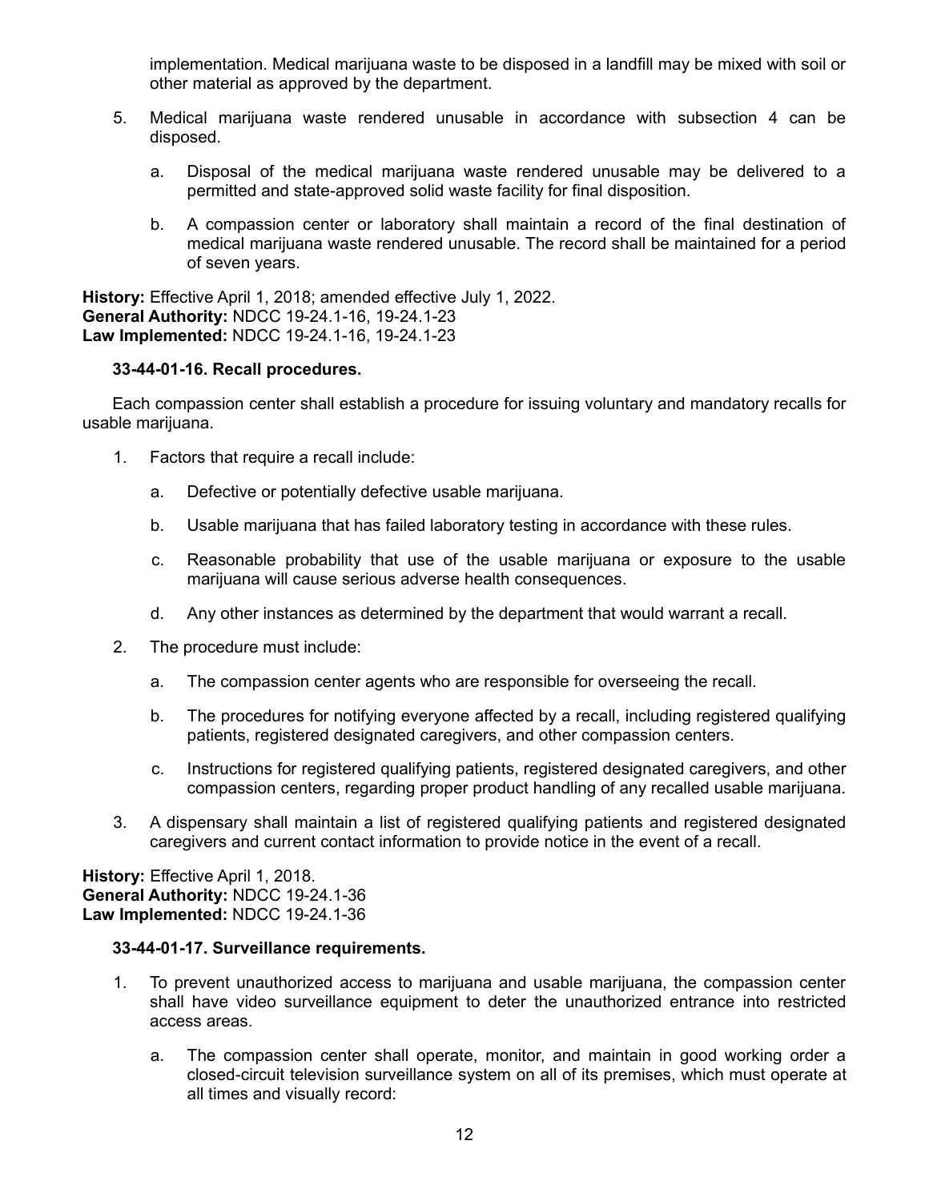implementation. Medical marijuana waste to be disposed in a landfill may be mixed with soil or other material as approved by the department.

5. Medical marijuana waste rendered unusable in accordance with subsection 4 can be disposed.

   a. Disposal of the medical marijuana waste rendered unusable may be delivered to a permitted and state-approved solid waste facility for final disposition.

   b. A compassion center or laboratory shall maintain a record of the final destination of medical marijuana waste rendered unusable. The record shall be maintained for a period of seven years.

**History:** Effective April 1, 2018; amended effective July 1, 2022.
**General Authority:** NDCC 19-24.1-16, 19-24.1-23
**Law Implemented:** NDCC 19-24.1-16, 19-24.1-23

**33-44-01-16. Recall procedures.**

Each compassion center shall establish a procedure for issuing voluntary and mandatory recalls for usable marijuana.

1. Factors that require a recall include:

   a. Defective or potentially defective usable marijuana.

   b. Usable marijuana that has failed laboratory testing in accordance with these rules.

   c. Reasonable probability that use of the usable marijuana or exposure to the usable marijuana will cause serious adverse health consequences.

   d. Any other instances as determined by the department that would warrant a recall.

2. The procedure must include:

   a. The compassion center agents who are responsible for overseeing the recall.

   b. The procedures for notifying everyone affected by a recall, including registered qualifying patients, registered designated caregivers, and other compassion centers.

   c. Instructions for registered qualifying patients, registered designated caregivers, and other compassion centers, regarding proper product handling of any recalled usable marijuana.

3. A dispensary shall maintain a list of registered qualifying patients and registered designated caregivers and current contact information to provide notice in the event of a recall.

**History:** Effective April 1, 2018.
**General Authority:** NDCC 19-24.1-36
**Law Implemented:** NDCC 19-24.1-36

**33-44-01-17. Surveillance requirements.**

1. To prevent unauthorized access to marijuana and usable marijuana, the compassion center shall have video surveillance equipment to deter the unauthorized entrance into restricted access areas.

   a. The compassion center shall operate, monitor, and maintain in good working order a closed-circuit television surveillance system on all of its premises, which must operate at all times and visually record: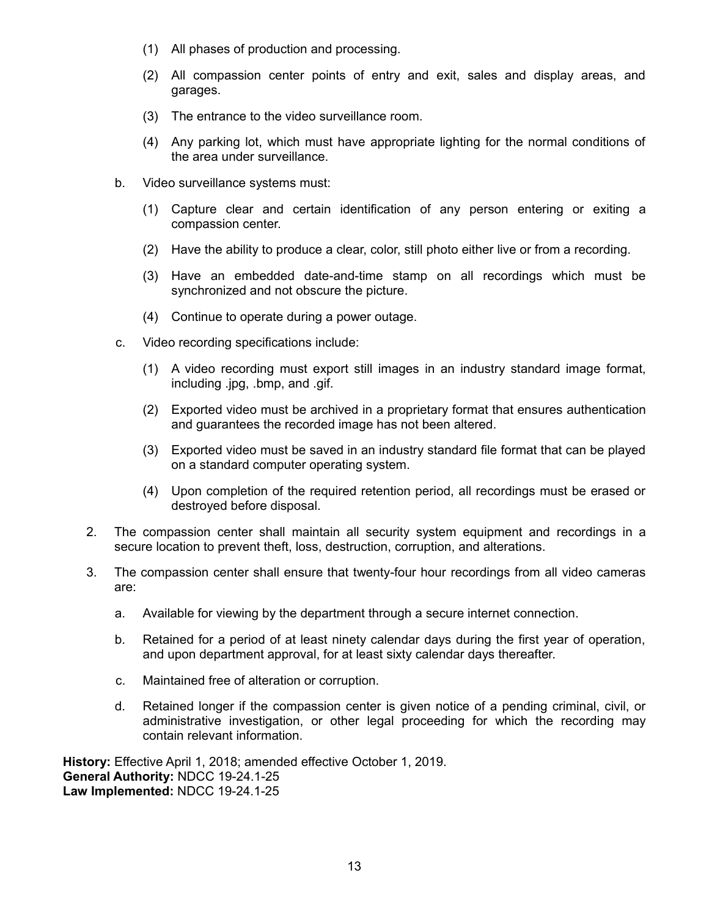(1) All phases of production and processing.

(2) All compassion center points of entry and exit, sales and display areas, and garages.

(3) The entrance to the video surveillance room.

(4) Any parking lot, which must have appropriate lighting for the normal conditions of the area under surveillance.

b. Video surveillance systems must:

(1) Capture clear and certain identification of any person entering or exiting a compassion center.

(2) Have the ability to produce a clear, color, still photo either live or from a recording.

(3) Have an embedded date-and-time stamp on all recordings which must be synchronized and not obscure the picture.

(4) Continue to operate during a power outage.

c. Video recording specifications include:

(1) A video recording must export still images in an industry standard image format, including .jpg, .bmp, and .gif.

(2) Exported video must be archived in a proprietary format that ensures authentication and guarantees the recorded image has not been altered.

(3) Exported video must be saved in an industry standard file format that can be played on a standard computer operating system.

(4) Upon completion of the required retention period, all recordings must be erased or destroyed before disposal.

2. The compassion center shall maintain all security system equipment and recordings in a secure location to prevent theft, loss, destruction, corruption, and alterations.

3. The compassion center shall ensure that twenty-four hour recordings from all video cameras are:

   a. Available for viewing by the department through a secure internet connection.

   b. Retained for a period of at least ninety calendar days during the first year of operation, and upon department approval, for at least sixty calendar days thereafter.

   c. Maintained free of alteration or corruption.

   d. Retained longer if the compassion center is given notice of a pending criminal, civil, or administrative investigation, or other legal proceeding for which the recording may contain relevant information.

**History:** Effective April 1, 2018; amended effective October 1, 2019.
**General Authority:** NDCC 19-24.1-25
**Law Implemented:** NDCC 19-24.1-25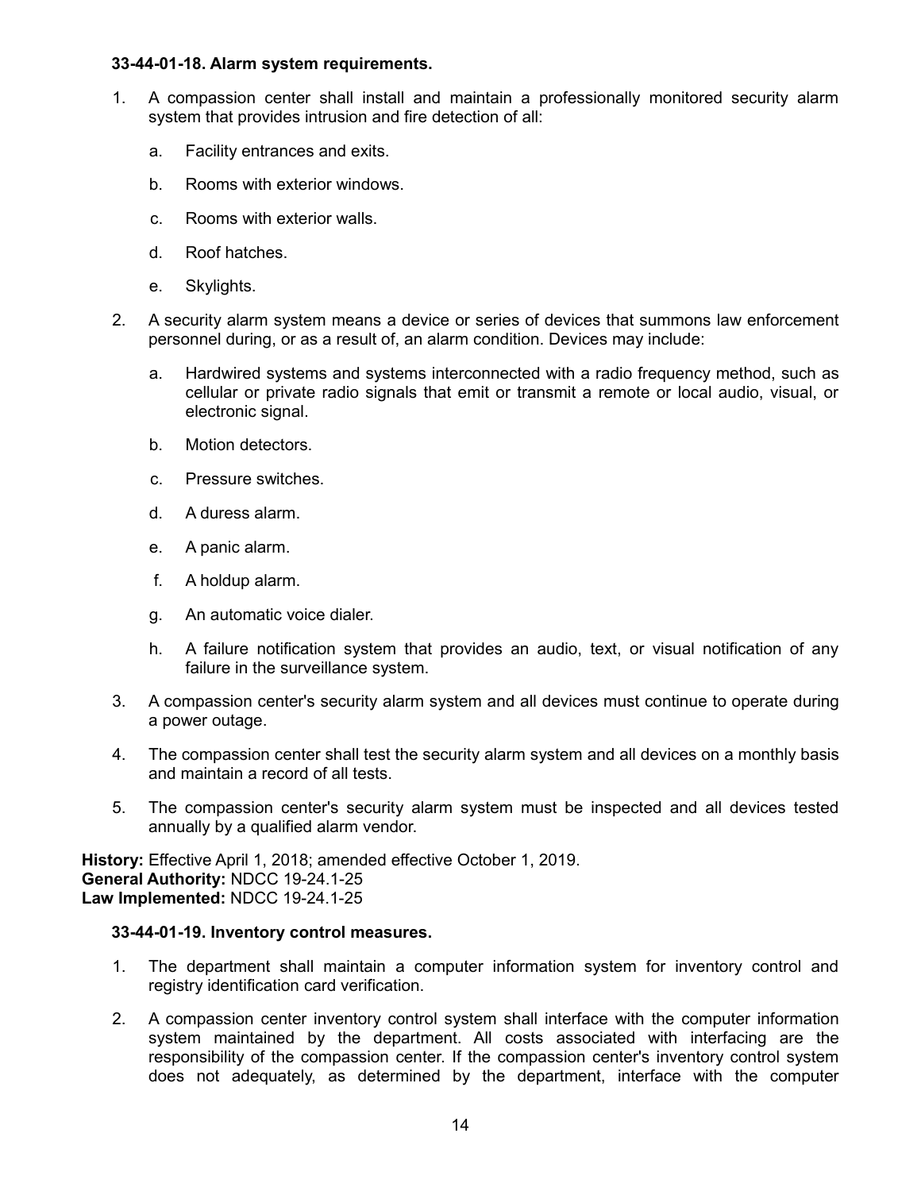**33-44-01-18. Alarm system requirements.**

1. A compassion center shall install and maintain a professionally monitored security alarm system that provides intrusion and fire detection of all:

   a. Facility entrances and exits.

   b. Rooms with exterior windows.

   c. Rooms with exterior walls.

   d. Roof hatches.

   e. Skylights.

2. A security alarm system means a device or series of devices that summons law enforcement personnel during, or as a result of, an alarm condition. Devices may include:

   a. Hardwired systems and systems interconnected with a radio frequency method, such as cellular or private radio signals that emit or transmit a remote or local audio, visual, or electronic signal.

   b. Motion detectors.

   c. Pressure switches.

   d. A duress alarm.

   e. A panic alarm.

   f. A holdup alarm.

   g. An automatic voice dialer.

   h. A failure notification system that provides an audio, text, or visual notification of any failure in the surveillance system.

3. A compassion center's security alarm system and all devices must continue to operate during a power outage.

4. The compassion center shall test the security alarm system and all devices on a monthly basis and maintain a record of all tests.

5. The compassion center's security alarm system must be inspected and all devices tested annually by a qualified alarm vendor.

**History:** Effective April 1, 2018; amended effective October 1, 2019.
**General Authority:** NDCC 19-24.1-25
**Law Implemented:** NDCC 19-24.1-25

**33-44-01-19. Inventory control measures.**

1. The department shall maintain a computer information system for inventory control and registry identification card verification.

2. A compassion center inventory control system shall interface with the computer information system maintained by the department. All costs associated with interfacing are the responsibility of the compassion center. If the compassion center's inventory control system does not adequately, as determined by the department, interface with the computer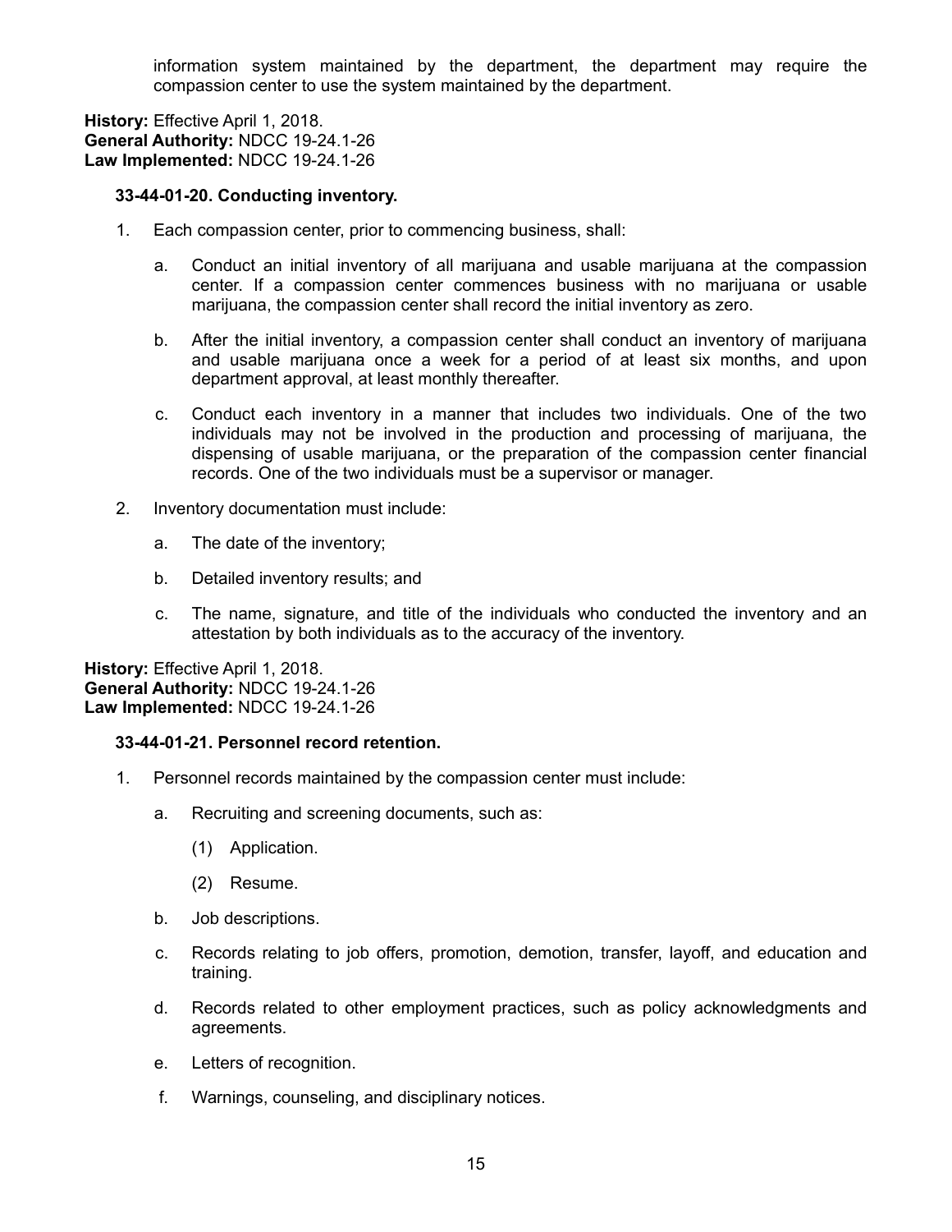information system maintained by the department, the department may require the compassion center to use the system maintained by the department.

**History:** Effective April 1, 2018.
**General Authority:** NDCC 19-24.1-26
**Law Implemented:** NDCC 19-24.1-26

**33-44-01-20. Conducting inventory.**

1. Each compassion center, prior to commencing business, shall:

   a. Conduct an initial inventory of all marijuana and usable marijuana at the compassion center. If a compassion center commences business with no marijuana or usable marijuana, the compassion center shall record the initial inventory as zero.

   b. After the initial inventory, a compassion center shall conduct an inventory of marijuana and usable marijuana once a week for a period of at least six months, and upon department approval, at least monthly thereafter.

   c. Conduct each inventory in a manner that includes two individuals. One of the two individuals may not be involved in the production and processing of marijuana, the dispensing of usable marijuana, or the preparation of the compassion center financial records. One of the two individuals must be a supervisor or manager.

2. Inventory documentation must include:

   a. The date of the inventory;

   b. Detailed inventory results; and

   c. The name, signature, and title of the individuals who conducted the inventory and an attestation by both individuals as to the accuracy of the inventory.

**History:** Effective April 1, 2018.
**General Authority:** NDCC 19-24.1-26
**Law Implemented:** NDCC 19-24.1-26

**33-44-01-21. Personnel record retention.**

1. Personnel records maintained by the compassion center must include:

   a. Recruiting and screening documents, such as:

      (1) Application.

      (2) Resume.

   b. Job descriptions.

   c. Records relating to job offers, promotion, demotion, transfer, layoff, and education and training.

   d. Records related to other employment practices, such as policy acknowledgments and agreements.

   e. Letters of recognition.

   f. Warnings, counseling, and disciplinary notices.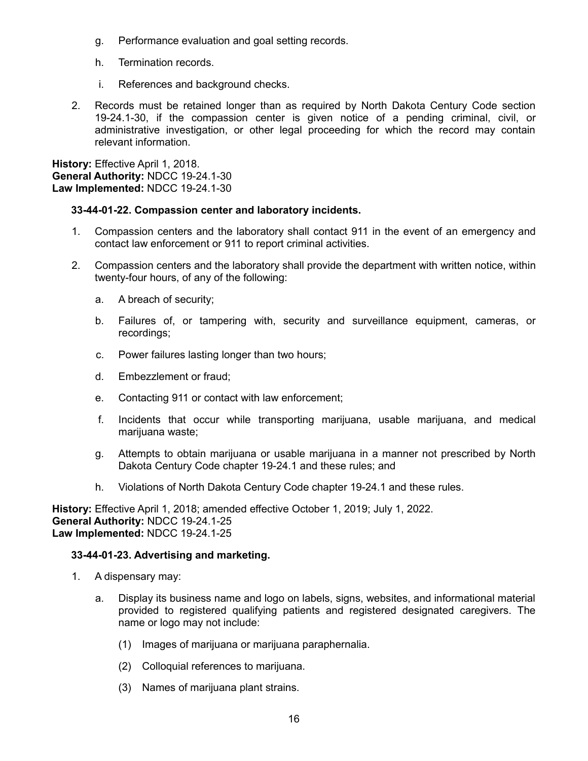g. Performance evaluation and goal setting records.

h. Termination records.

i. References and background checks.

2. Records must be retained longer than as required by North Dakota Century Code section 19-24.1-30, if the compassion center is given notice of a pending criminal, civil, or administrative investigation, or other legal proceeding for which the record may contain relevant information.

**History:** Effective April 1, 2018.
**General Authority:** NDCC 19-24.1-30
**Law Implemented:** NDCC 19-24.1-30

**33-44-01-22. Compassion center and laboratory incidents.**

1. Compassion centers and the laboratory shall contact 911 in the event of an emergency and contact law enforcement or 911 to report criminal activities.

2. Compassion centers and the laboratory shall provide the department with written notice, within twenty-four hours, of any of the following:

   a. A breach of security;

   b. Failures of, or tampering with, security and surveillance equipment, cameras, or recordings;

   c. Power failures lasting longer than two hours;

   d. Embezzlement or fraud;

   e. Contacting 911 or contact with law enforcement;

   f. Incidents that occur while transporting marijuana, usable marijuana, and medical marijuana waste;

   g. Attempts to obtain marijuana or usable marijuana in a manner not prescribed by North Dakota Century Code chapter 19-24.1 and these rules; and

   h. Violations of North Dakota Century Code chapter 19-24.1 and these rules.

**History:** Effective April 1, 2018; amended effective October 1, 2019; July 1, 2022.
**General Authority:** NDCC 19-24.1-25
**Law Implemented:** NDCC 19-24.1-25

**33-44-01-23. Advertising and marketing.**

1. A dispensary may:

   a. Display its business name and logo on labels, signs, websites, and informational material provided to registered qualifying patients and registered designated caregivers. The name or logo may not include:

      (1) Images of marijuana or marijuana paraphernalia.

      (2) Colloquial references to marijuana.

      (3) Names of marijuana plant strains.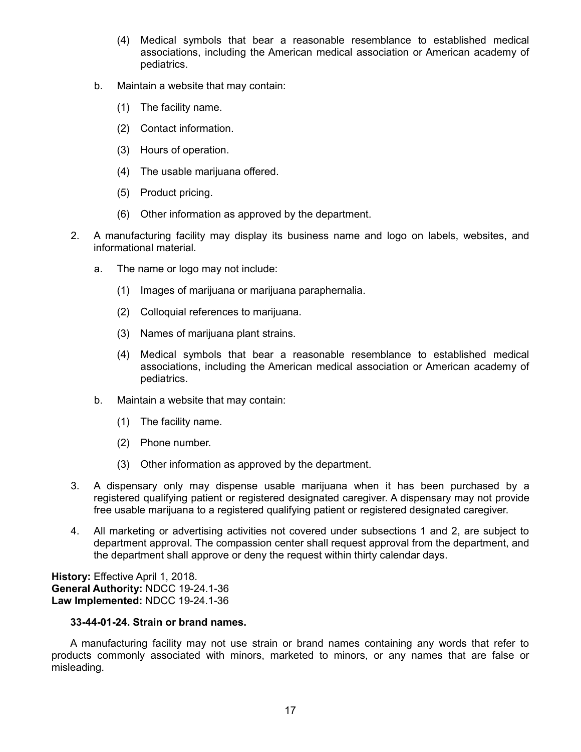(4) Medical symbols that bear a reasonable resemblance to established medical associations, including the American medical association or American academy of pediatrics.

b. Maintain a website that may contain:

(1) The facility name.

(2) Contact information.

(3) Hours of operation.

(4) The usable marijuana offered.

(5) Product pricing.

(6) Other information as approved by the department.

2. A manufacturing facility may display its business name and logo on labels, websites, and informational material.

a. The name or logo may not include:

(1) Images of marijuana or marijuana paraphernalia.

(2) Colloquial references to marijuana.

(3) Names of marijuana plant strains.

(4) Medical symbols that bear a reasonable resemblance to established medical associations, including the American medical association or American academy of pediatrics.

b. Maintain a website that may contain:

(1) The facility name.

(2) Phone number.

(3) Other information as approved by the department.

3. A dispensary only may dispense usable marijuana when it has been purchased by a registered qualifying patient or registered designated caregiver. A dispensary may not provide free usable marijuana to a registered qualifying patient or registered designated caregiver.

4. All marketing or advertising activities not covered under subsections 1 and 2, are subject to department approval. The compassion center shall request approval from the department, and the department shall approve or deny the request within thirty calendar days.

**History:** Effective April 1, 2018.
**General Authority:** NDCC 19-24.1-36
**Law Implemented:** NDCC 19-24.1-36

**33-44-01-24. Strain or brand names.**

A manufacturing facility may not use strain or brand names containing any words that refer to products commonly associated with minors, marketed to minors, or any names that are false or misleading.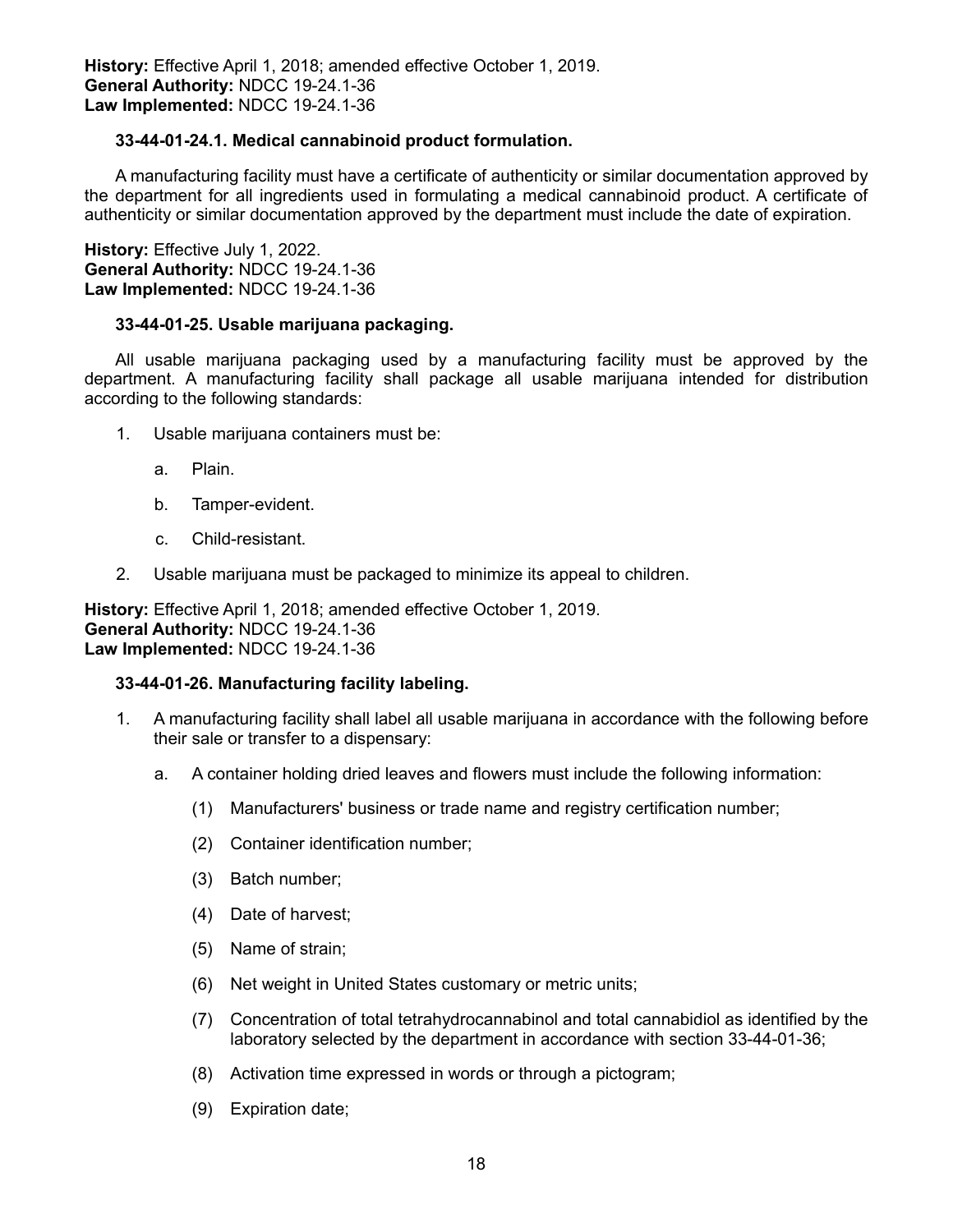**History:** Effective April 1, 2018; amended effective October 1, 2019.
**General Authority:** NDCC 19-24.1-36
**Law Implemented:** NDCC 19-24.1-36

**33-44-01-24.1. Medical cannabinoid product formulation.**

A manufacturing facility must have a certificate of authenticity or similar documentation approved by the department for all ingredients used in formulating a medical cannabinoid product. A certificate of authenticity or similar documentation approved by the department must include the date of expiration.

**History:** Effective July 1, 2022.
**General Authority:** NDCC 19-24.1-36
**Law Implemented:** NDCC 19-24.1-36

**33-44-01-25. Usable marijuana packaging.**

All usable marijuana packaging used by a manufacturing facility must be approved by the department. A manufacturing facility shall package all usable marijuana intended for distribution according to the following standards:

1. Usable marijuana containers must be:

    a. Plain.

    b. Tamper-evident.

    c. Child-resistant.

2. Usable marijuana must be packaged to minimize its appeal to children.

**History:** Effective April 1, 2018; amended effective October 1, 2019.
**General Authority:** NDCC 19-24.1-36
**Law Implemented:** NDCC 19-24.1-36

**33-44-01-26. Manufacturing facility labeling.**

1. A manufacturing facility shall label all usable marijuana in accordance with the following before their sale or transfer to a dispensary:

    a. A container holding dried leaves and flowers must include the following information:

        (1) Manufacturers' business or trade name and registry certification number;

        (2) Container identification number;

        (3) Batch number;

        (4) Date of harvest;

        (5) Name of strain;

        (6) Net weight in United States customary or metric units;

        (7) Concentration of total tetrahydrocannabinol and total cannabidiol as identified by the laboratory selected by the department in accordance with section 33-44-01-36;

        (8) Activation time expressed in words or through a pictogram;

        (9) Expiration date;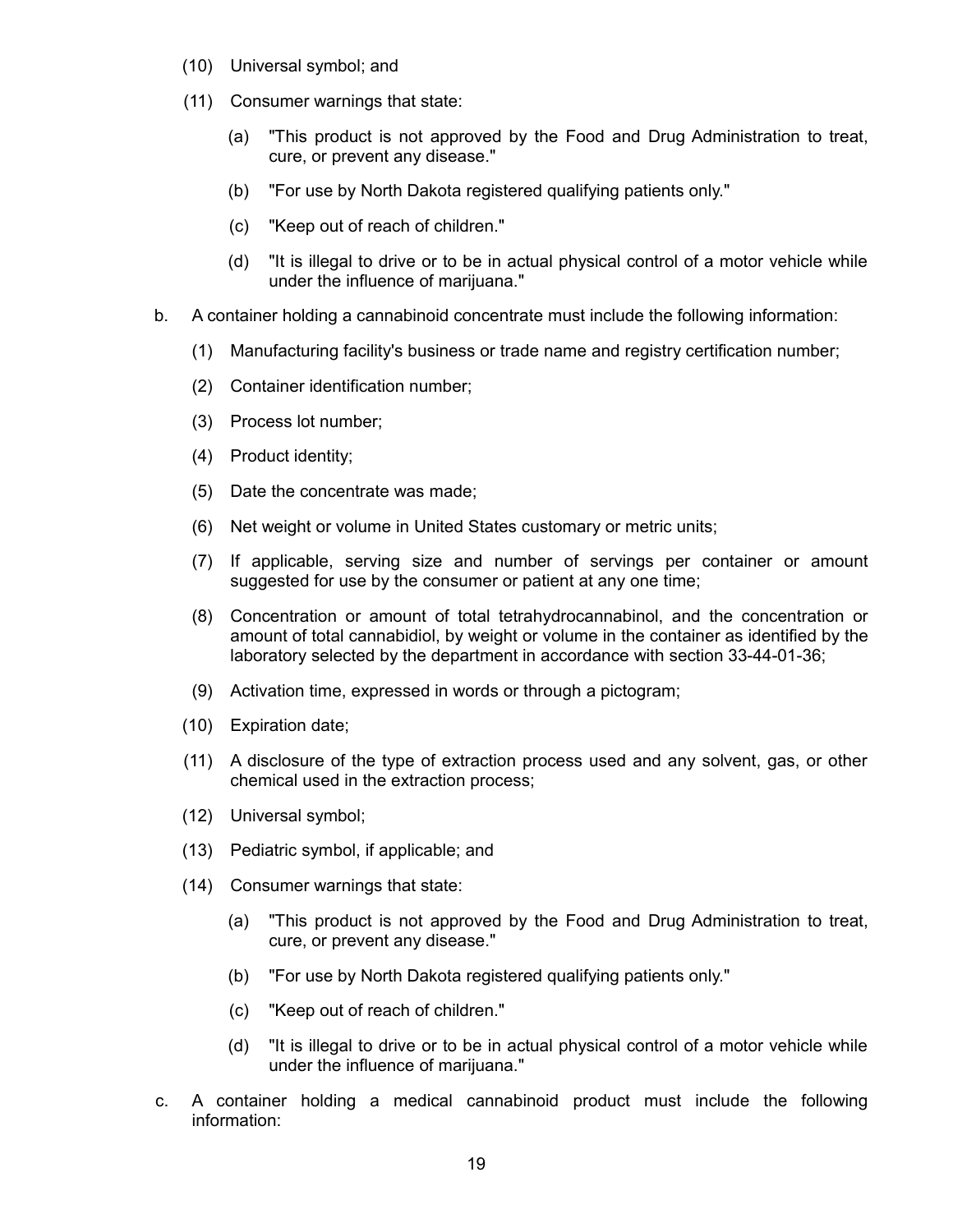(10) Universal symbol; and

(11) Consumer warnings that state:

(a) "This product is not approved by the Food and Drug Administration to treat, cure, or prevent any disease."

(b) "For use by North Dakota registered qualifying patients only."

(c) "Keep out of reach of children."

(d) "It is illegal to drive or to be in actual physical control of a motor vehicle while under the influence of marijuana."

b. A container holding a cannabinoid concentrate must include the following information:

(1) Manufacturing facility's business or trade name and registry certification number;

(2) Container identification number;

(3) Process lot number;

(4) Product identity;

(5) Date the concentrate was made;

(6) Net weight or volume in United States customary or metric units;

(7) If applicable, serving size and number of servings per container or amount suggested for use by the consumer or patient at any one time;

(8) Concentration or amount of total tetrahydrocannabinol, and the concentration or amount of total cannabidiol, by weight or volume in the container as identified by the laboratory selected by the department in accordance with section 33-44-01-36;

(9) Activation time, expressed in words or through a pictogram;

(10) Expiration date;

(11) A disclosure of the type of extraction process used and any solvent, gas, or other chemical used in the extraction process;

(12) Universal symbol;

(13) Pediatric symbol, if applicable; and

(14) Consumer warnings that state:

(a) "This product is not approved by the Food and Drug Administration to treat, cure, or prevent any disease."

(b) "For use by North Dakota registered qualifying patients only."

(c) "Keep out of reach of children."

(d) "It is illegal to drive or to be in actual physical control of a motor vehicle while under the influence of marijuana."

c. A container holding a medical cannabinoid product must include the following information: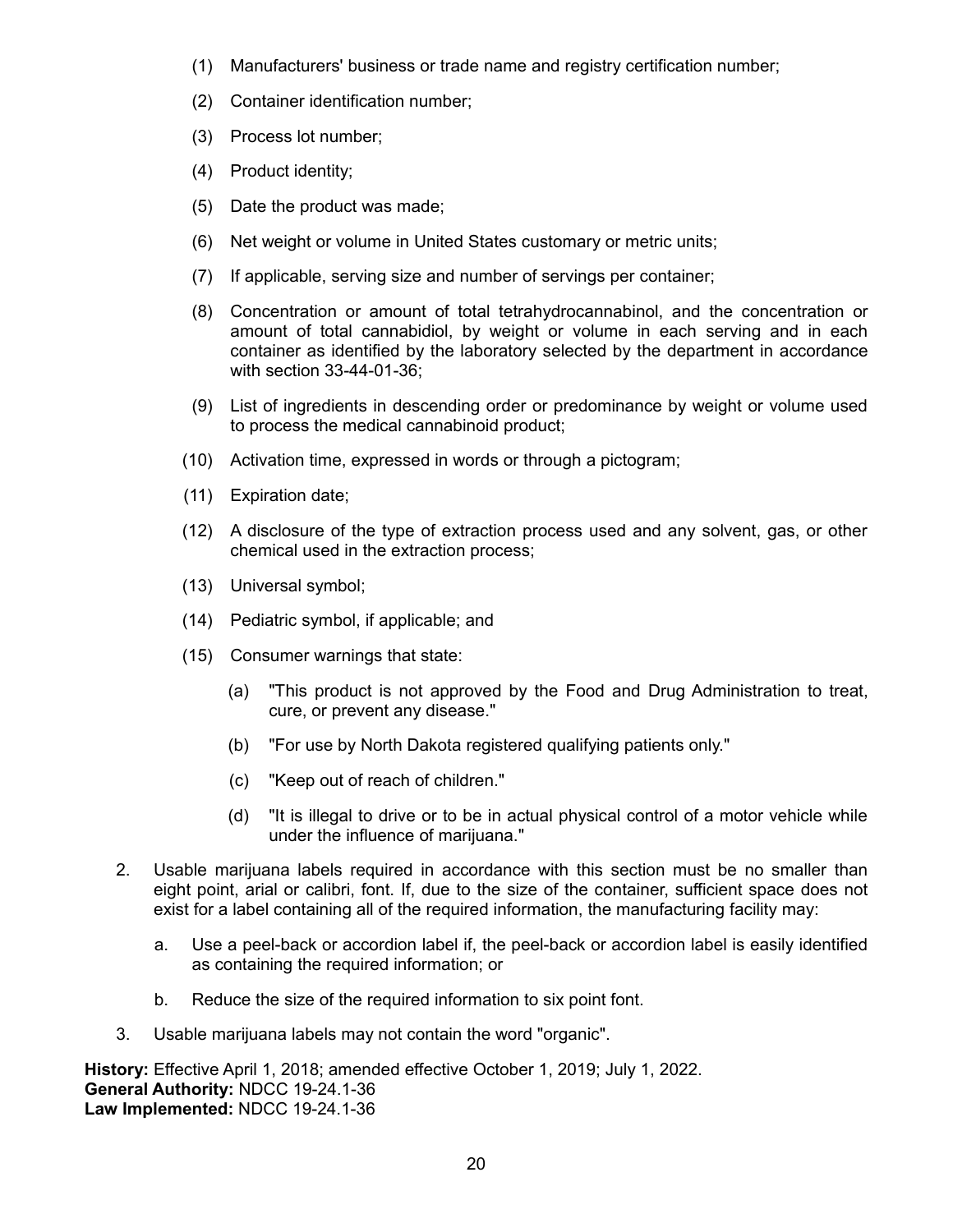(1) Manufacturers' business or trade name and registry certification number;

(2) Container identification number;

(3) Process lot number;

(4) Product identity;

(5) Date the product was made;

(6) Net weight or volume in United States customary or metric units;

(7) If applicable, serving size and number of servings per container;

(8) Concentration or amount of total tetrahydrocannabinol, and the concentration or amount of total cannabidiol, by weight or volume in each serving and in each container as identified by the laboratory selected by the department in accordance with section 33-44-01-36;

(9) List of ingredients in descending order or predominance by weight or volume used to process the medical cannabinoid product;

(10) Activation time, expressed in words or through a pictogram;

(11) Expiration date;

(12) A disclosure of the type of extraction process used and any solvent, gas, or other chemical used in the extraction process;

(13) Universal symbol;

(14) Pediatric symbol, if applicable; and

(15) Consumer warnings that state:

(a) "This product is not approved by the Food and Drug Administration to treat, cure, or prevent any disease."

(b) "For use by North Dakota registered qualifying patients only."

(c) "Keep out of reach of children."

(d) "It is illegal to drive or to be in actual physical control of a motor vehicle while under the influence of marijuana."

2. Usable marijuana labels required in accordance with this section must be no smaller than eight point, arial or calibri, font. If, due to the size of the container, sufficient space does not exist for a label containing all of the required information, the manufacturing facility may:

a. Use a peel-back or accordion label if, the peel-back or accordion label is easily identified as containing the required information; or

b. Reduce the size of the required information to six point font.

3. Usable marijuana labels may not contain the word "organic".

**History:** Effective April 1, 2018; amended effective October 1, 2019; July 1, 2022.
**General Authority:** NDCC 19-24.1-36
**Law Implemented:** NDCC 19-24.1-36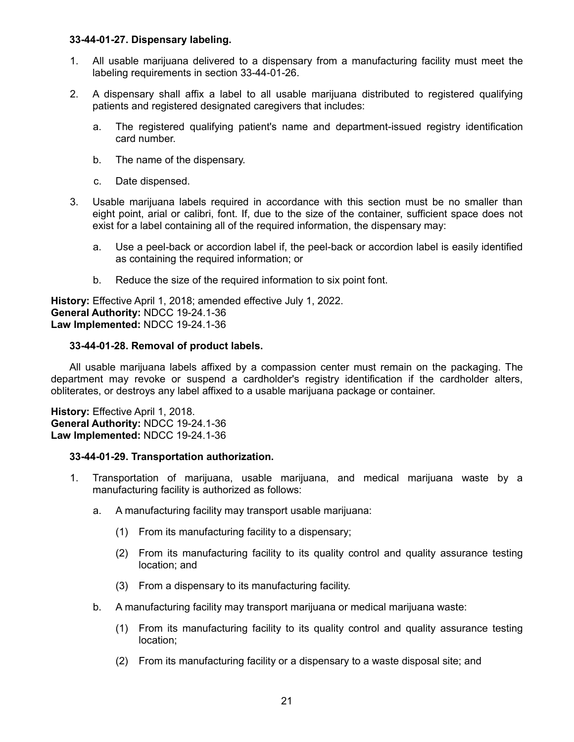**33-44-01-27. Dispensary labeling.**

1. All usable marijuana delivered to a dispensary from a manufacturing facility must meet the labeling requirements in section 33-44-01-26.

2. A dispensary shall affix a label to all usable marijuana distributed to registered qualifying patients and registered designated caregivers that includes:

   a. The registered qualifying patient's name and department-issued registry identification card number.

   b. The name of the dispensary.

   c. Date dispensed.

3. Usable marijuana labels required in accordance with this section must be no smaller than eight point, arial or calibri, font. If, due to the size of the container, sufficient space does not exist for a label containing all of the required information, the dispensary may:

   a. Use a peel-back or accordion label if, the peel-back or accordion label is easily identified as containing the required information; or

   b. Reduce the size of the required information to six point font.

**History:** Effective April 1, 2018; amended effective July 1, 2022.
**General Authority:** NDCC 19-24.1-36
**Law Implemented:** NDCC 19-24.1-36

**33-44-01-28. Removal of product labels.**

All usable marijuana labels affixed by a compassion center must remain on the packaging. The department may revoke or suspend a cardholder's registry identification if the cardholder alters, obliterates, or destroys any label affixed to a usable marijuana package or container.

**History:** Effective April 1, 2018.
**General Authority:** NDCC 19-24.1-36
**Law Implemented:** NDCC 19-24.1-36

**33-44-01-29. Transportation authorization.**

1. Transportation of marijuana, usable marijuana, and medical marijuana waste by a manufacturing facility is authorized as follows:

   a. A manufacturing facility may transport usable marijuana:

      (1) From its manufacturing facility to a dispensary;

      (2) From its manufacturing facility to its quality control and quality assurance testing location; and

      (3) From a dispensary to its manufacturing facility.

   b. A manufacturing facility may transport marijuana or medical marijuana waste:

      (1) From its manufacturing facility to its quality control and quality assurance testing location;

      (2) From its manufacturing facility or a dispensary to a waste disposal site; and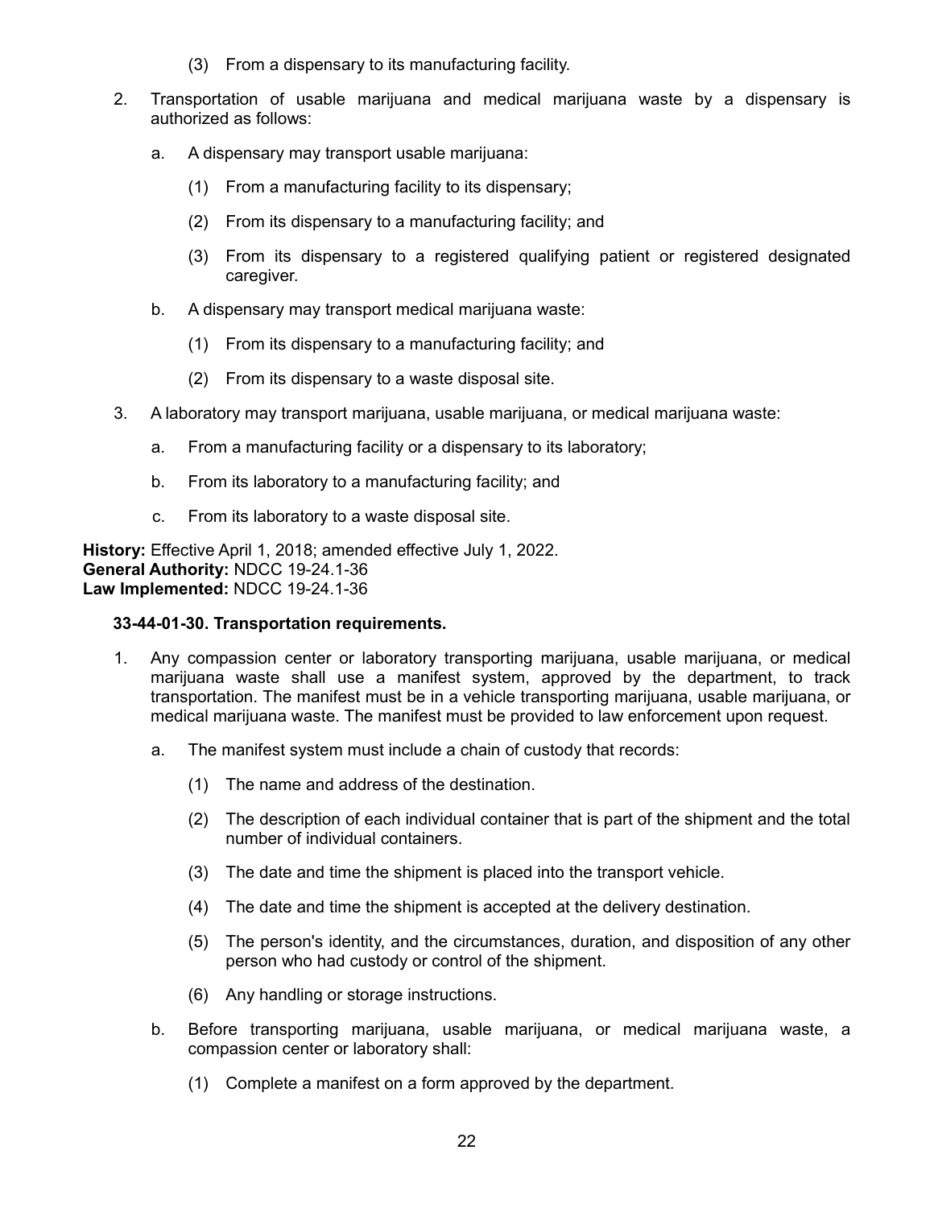(3) From a dispensary to its manufacturing facility.

2. Transportation of usable marijuana and medical marijuana waste by a dispensary is authorized as follows:

   a. A dispensary may transport usable marijuana:

      (1) From a manufacturing facility to its dispensary;

      (2) From its dispensary to a manufacturing facility; and

      (3) From its dispensary to a registered qualifying patient or registered designated caregiver.

   b. A dispensary may transport medical marijuana waste:

      (1) From its dispensary to a manufacturing facility; and

      (2) From its dispensary to a waste disposal site.

3. A laboratory may transport marijuana, usable marijuana, or medical marijuana waste:

   a. From a manufacturing facility or a dispensary to its laboratory;

   b. From its laboratory to a manufacturing facility; and

   c. From its laboratory to a waste disposal site.

**History:** Effective April 1, 2018; amended effective July 1, 2022.
**General Authority:** NDCC 19-24.1-36
**Law Implemented:** NDCC 19-24.1-36

**33-44-01-30. Transportation requirements.**

1. Any compassion center or laboratory transporting marijuana, usable marijuana, or medical marijuana waste shall use a manifest system, approved by the department, to track transportation. The manifest must be in a vehicle transporting marijuana, usable marijuana, or medical marijuana waste. The manifest must be provided to law enforcement upon request.

   a. The manifest system must include a chain of custody that records:

      (1) The name and address of the destination.

      (2) The description of each individual container that is part of the shipment and the total number of individual containers.

      (3) The date and time the shipment is placed into the transport vehicle.

      (4) The date and time the shipment is accepted at the delivery destination.

      (5) The person's identity, and the circumstances, duration, and disposition of any other person who had custody or control of the shipment.

      (6) Any handling or storage instructions.

   b. Before transporting marijuana, usable marijuana, or medical marijuana waste, a compassion center or laboratory shall:

      (1) Complete a manifest on a form approved by the department.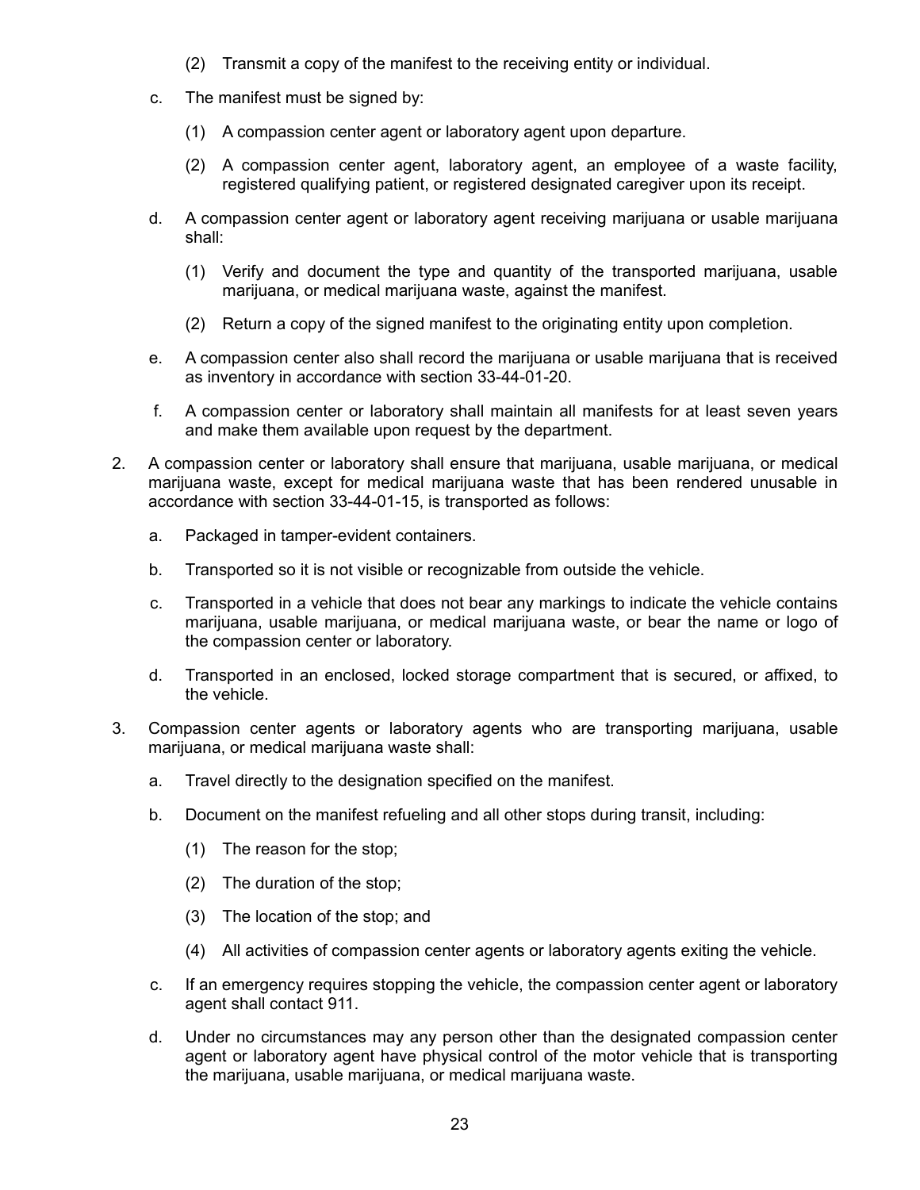(2) Transmit a copy of the manifest to the receiving entity or individual.

c. The manifest must be signed by:

(1) A compassion center agent or laboratory agent upon departure.

(2) A compassion center agent, laboratory agent, an employee of a waste facility, registered qualifying patient, or registered designated caregiver upon its receipt.

d. A compassion center agent or laboratory agent receiving marijuana or usable marijuana shall:

(1) Verify and document the type and quantity of the transported marijuana, usable marijuana, or medical marijuana waste, against the manifest.

(2) Return a copy of the signed manifest to the originating entity upon completion.

e. A compassion center also shall record the marijuana or usable marijuana that is received as inventory in accordance with section 33-44-01-20.

f. A compassion center or laboratory shall maintain all manifests for at least seven years and make them available upon request by the department.

2. A compassion center or laboratory shall ensure that marijuana, usable marijuana, or medical marijuana waste, except for medical marijuana waste that has been rendered unusable in accordance with section 33-44-01-15, is transported as follows:

a. Packaged in tamper-evident containers.

b. Transported so it is not visible or recognizable from outside the vehicle.

c. Transported in a vehicle that does not bear any markings to indicate the vehicle contains marijuana, usable marijuana, or medical marijuana waste, or bear the name or logo of the compassion center or laboratory.

d. Transported in an enclosed, locked storage compartment that is secured, or affixed, to the vehicle.

3. Compassion center agents or laboratory agents who are transporting marijuana, usable marijuana, or medical marijuana waste shall:

a. Travel directly to the designation specified on the manifest.

b. Document on the manifest refueling and all other stops during transit, including:

(1) The reason for the stop;

(2) The duration of the stop;

(3) The location of the stop; and

(4) All activities of compassion center agents or laboratory agents exiting the vehicle.

c. If an emergency requires stopping the vehicle, the compassion center agent or laboratory agent shall contact 911.

d. Under no circumstances may any person other than the designated compassion center agent or laboratory agent have physical control of the motor vehicle that is transporting the marijuana, usable marijuana, or medical marijuana waste.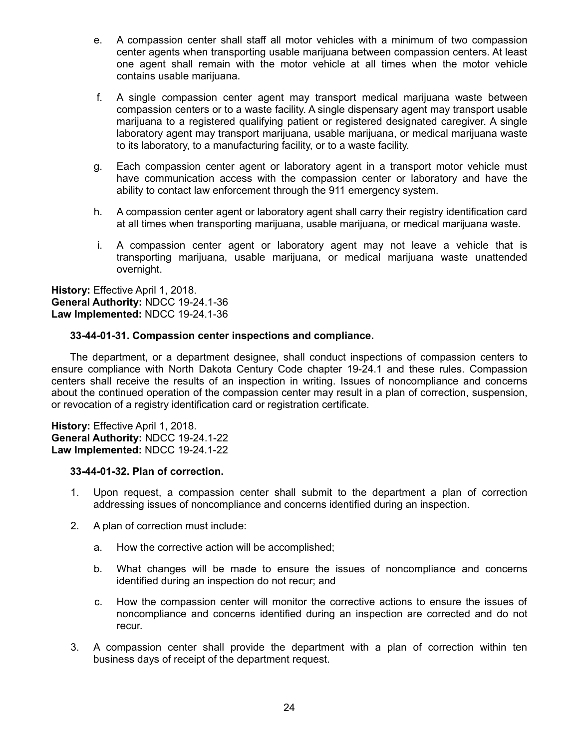e. A compassion center shall staff all motor vehicles with a minimum of two compassion center agents when transporting usable marijuana between compassion centers. At least one agent shall remain with the motor vehicle at all times when the motor vehicle contains usable marijuana.

f. A single compassion center agent may transport medical marijuana waste between compassion centers or to a waste facility. A single dispensary agent may transport usable marijuana to a registered qualifying patient or registered designated caregiver. A single laboratory agent may transport marijuana, usable marijuana, or medical marijuana waste to its laboratory, to a manufacturing facility, or to a waste facility.

g. Each compassion center agent or laboratory agent in a transport motor vehicle must have communication access with the compassion center or laboratory and have the ability to contact law enforcement through the 911 emergency system.

h. A compassion center agent or laboratory agent shall carry their registry identification card at all times when transporting marijuana, usable marijuana, or medical marijuana waste.

i. A compassion center agent or laboratory agent may not leave a vehicle that is transporting marijuana, usable marijuana, or medical marijuana waste unattended overnight.

**History:** Effective April 1, 2018.
**General Authority:** NDCC 19-24.1-36
**Law Implemented:** NDCC 19-24.1-36

**33-44-01-31. Compassion center inspections and compliance.**

The department, or a department designee, shall conduct inspections of compassion centers to ensure compliance with North Dakota Century Code chapter 19-24.1 and these rules. Compassion centers shall receive the results of an inspection in writing. Issues of noncompliance and concerns about the continued operation of the compassion center may result in a plan of correction, suspension, or revocation of a registry identification card or registration certificate.

**History:** Effective April 1, 2018.
**General Authority:** NDCC 19-24.1-22
**Law Implemented:** NDCC 19-24.1-22

**33-44-01-32. Plan of correction.**

1. Upon request, a compassion center shall submit to the department a plan of correction addressing issues of noncompliance and concerns identified during an inspection.

2. A plan of correction must include:

   a. How the corrective action will be accomplished;

   b. What changes will be made to ensure the issues of noncompliance and concerns identified during an inspection do not recur; and

   c. How the compassion center will monitor the corrective actions to ensure the issues of noncompliance and concerns identified during an inspection are corrected and do not recur.

3. A compassion center shall provide the department with a plan of correction within ten business days of receipt of the department request.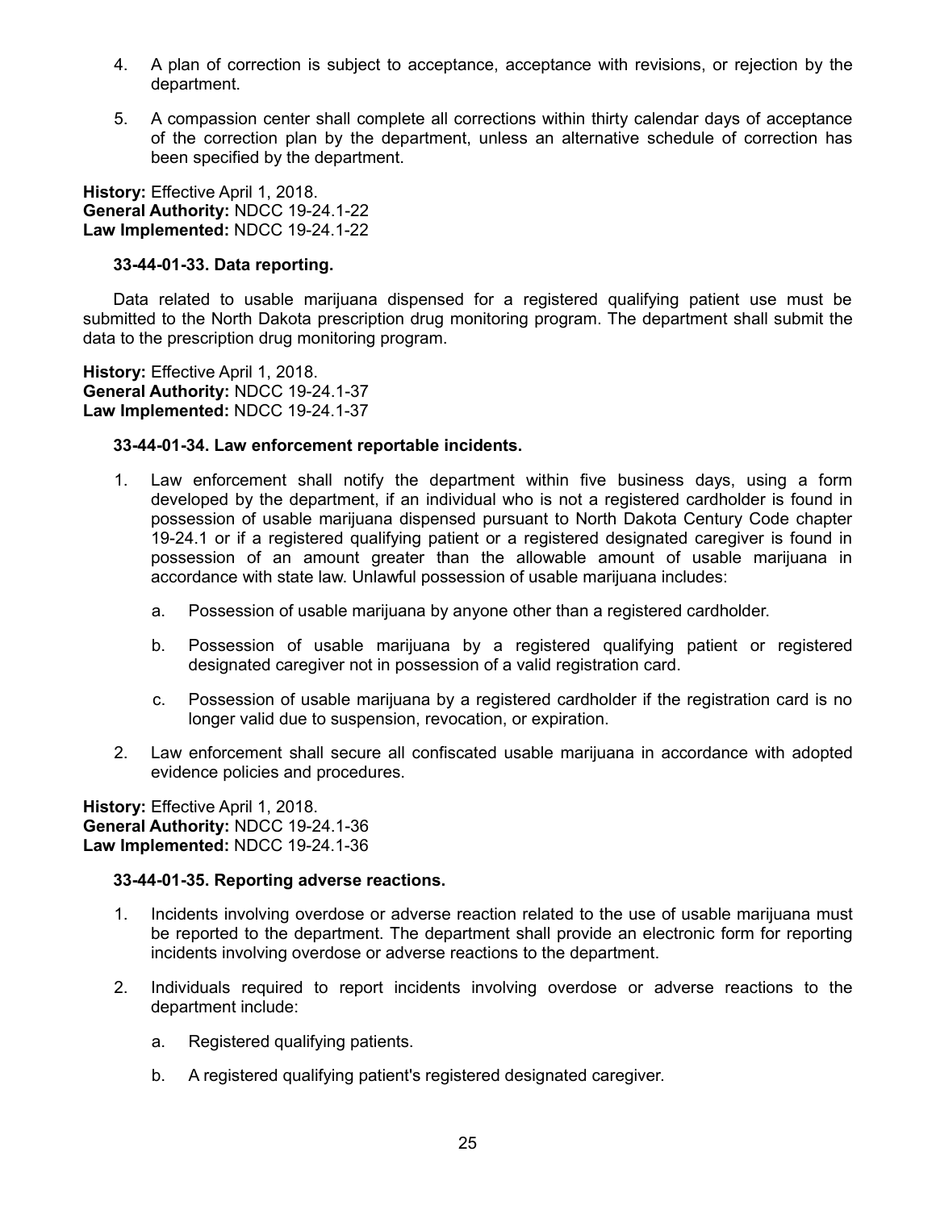4. A plan of correction is subject to acceptance, acceptance with revisions, or rejection by the department.

5. A compassion center shall complete all corrections within thirty calendar days of acceptance of the correction plan by the department, unless an alternative schedule of correction has been specified by the department.

**History:** Effective April 1, 2018.
**General Authority:** NDCC 19-24.1-22
**Law Implemented:** NDCC 19-24.1-22

**33-44-01-33. Data reporting.**

Data related to usable marijuana dispensed for a registered qualifying patient use must be submitted to the North Dakota prescription drug monitoring program. The department shall submit the data to the prescription drug monitoring program.

**History:** Effective April 1, 2018.
**General Authority:** NDCC 19-24.1-37
**Law Implemented:** NDCC 19-24.1-37

**33-44-01-34. Law enforcement reportable incidents.**

1. Law enforcement shall notify the department within five business days, using a form developed by the department, if an individual who is not a registered cardholder is found in possession of usable marijuana dispensed pursuant to North Dakota Century Code chapter 19-24.1 or if a registered qualifying patient or a registered designated caregiver is found in possession of an amount greater than the allowable amount of usable marijuana in accordance with state law. Unlawful possession of usable marijuana includes:

   a. Possession of usable marijuana by anyone other than a registered cardholder.

   b. Possession of usable marijuana by a registered qualifying patient or registered designated caregiver not in possession of a valid registration card.

   c. Possession of usable marijuana by a registered cardholder if the registration card is no longer valid due to suspension, revocation, or expiration.

2. Law enforcement shall secure all confiscated usable marijuana in accordance with adopted evidence policies and procedures.

**History:** Effective April 1, 2018.
**General Authority:** NDCC 19-24.1-36
**Law Implemented:** NDCC 19-24.1-36

**33-44-01-35. Reporting adverse reactions.**

1. Incidents involving overdose or adverse reaction related to the use of usable marijuana must be reported to the department. The department shall provide an electronic form for reporting incidents involving overdose or adverse reactions to the department.

2. Individuals required to report incidents involving overdose or adverse reactions to the department include:

   a. Registered qualifying patients.

   b. A registered qualifying patient's registered designated caregiver.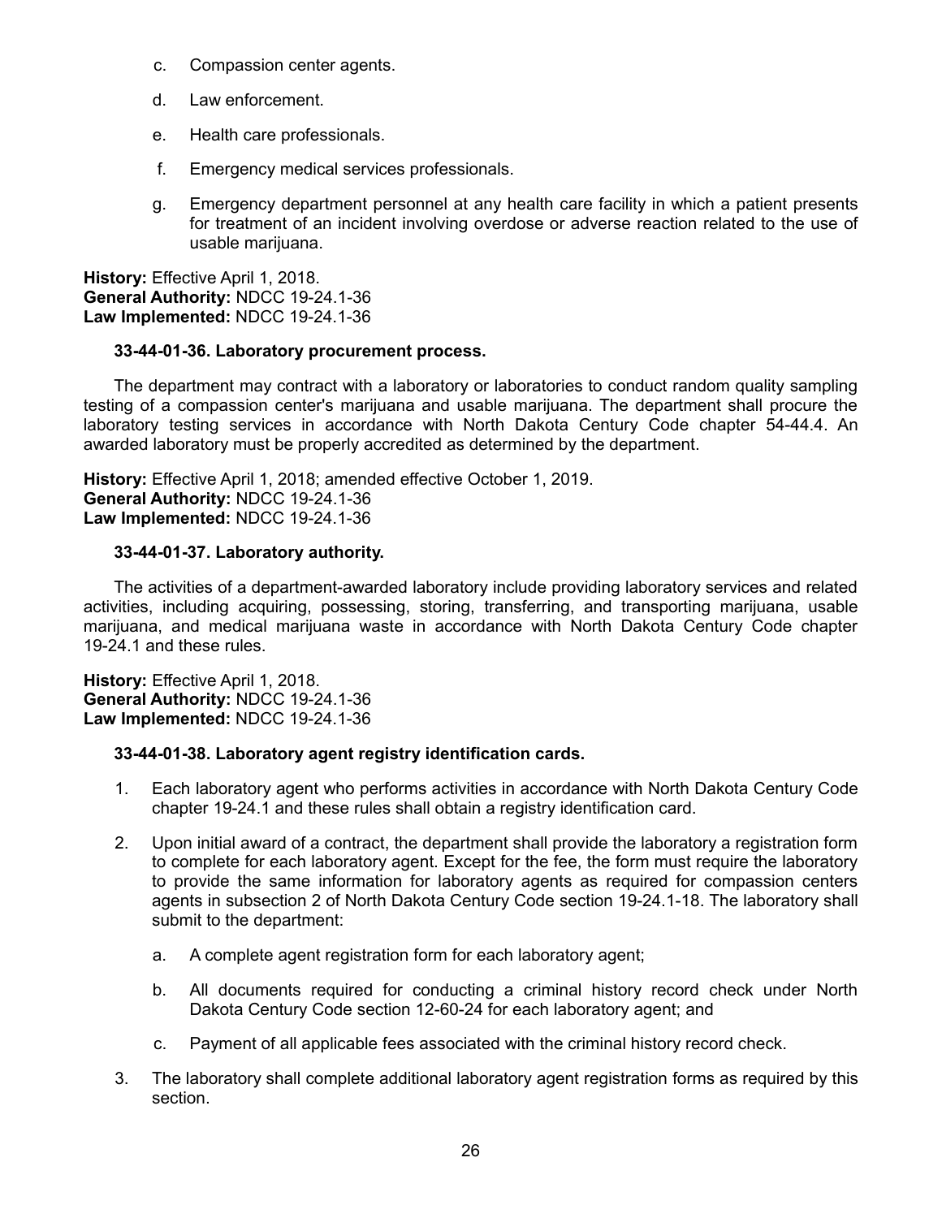c. Compassion center agents.

d. Law enforcement.

e. Health care professionals.

f. Emergency medical services professionals.

g. Emergency department personnel at any health care facility in which a patient presents for treatment of an incident involving overdose or adverse reaction related to the use of usable marijuana.

**History:** Effective April 1, 2018.
**General Authority:** NDCC 19-24.1-36
**Law Implemented:** NDCC 19-24.1-36

**33-44-01-36. Laboratory procurement process.**

The department may contract with a laboratory or laboratories to conduct random quality sampling testing of a compassion center's marijuana and usable marijuana. The department shall procure the laboratory testing services in accordance with North Dakota Century Code chapter 54-44.4. An awarded laboratory must be properly accredited as determined by the department.

**History:** Effective April 1, 2018; amended effective October 1, 2019.
**General Authority:** NDCC 19-24.1-36
**Law Implemented:** NDCC 19-24.1-36

**33-44-01-37. Laboratory authority.**

The activities of a department-awarded laboratory include providing laboratory services and related activities, including acquiring, possessing, storing, transferring, and transporting marijuana, usable marijuana, and medical marijuana waste in accordance with North Dakota Century Code chapter 19-24.1 and these rules.

**History:** Effective April 1, 2018.
**General Authority:** NDCC 19-24.1-36
**Law Implemented:** NDCC 19-24.1-36

**33-44-01-38. Laboratory agent registry identification cards.**

1. Each laboratory agent who performs activities in accordance with North Dakota Century Code chapter 19-24.1 and these rules shall obtain a registry identification card.

2. Upon initial award of a contract, the department shall provide the laboratory a registration form to complete for each laboratory agent. Except for the fee, the form must require the laboratory to provide the same information for laboratory agents as required for compassion centers agents in subsection 2 of North Dakota Century Code section 19-24.1-18. The laboratory shall submit to the department:

   a. A complete agent registration form for each laboratory agent;

   b. All documents required for conducting a criminal history record check under North Dakota Century Code section 12-60-24 for each laboratory agent; and

   c. Payment of all applicable fees associated with the criminal history record check.

3. The laboratory shall complete additional laboratory agent registration forms as required by this section.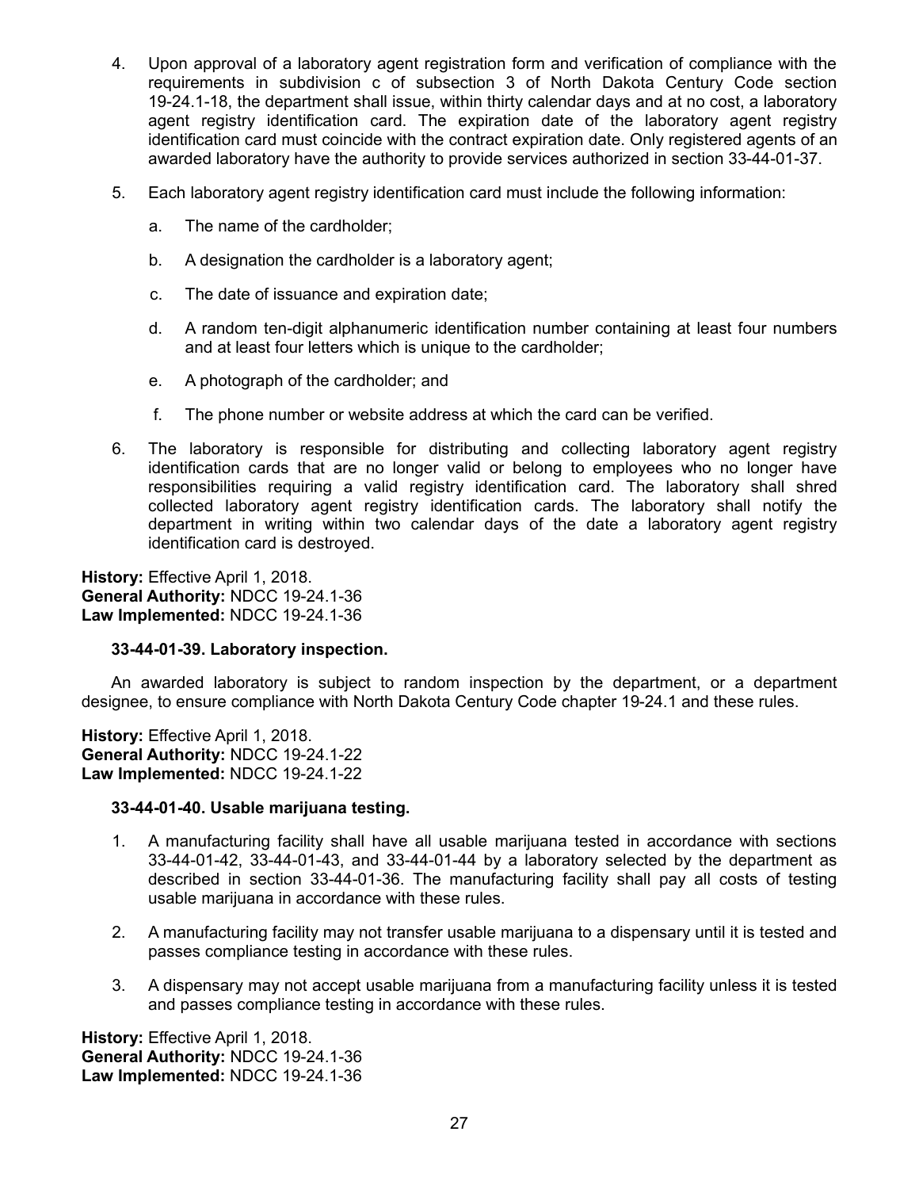4. Upon approval of a laboratory agent registration form and verification of compliance with the requirements in subdivision c of subsection 3 of North Dakota Century Code section 19-24.1-18, the department shall issue, within thirty calendar days and at no cost, a laboratory agent registry identification card. The expiration date of the laboratory agent registry identification card must coincide with the contract expiration date. Only registered agents of an awarded laboratory have the authority to provide services authorized in section 33-44-01-37.

5. Each laboratory agent registry identification card must include the following information:

   a. The name of the cardholder;

   b. A designation the cardholder is a laboratory agent;

   c. The date of issuance and expiration date;

   d. A random ten-digit alphanumeric identification number containing at least four numbers and at least four letters which is unique to the cardholder;

   e. A photograph of the cardholder; and

   f. The phone number or website address at which the card can be verified.

6. The laboratory is responsible for distributing and collecting laboratory agent registry identification cards that are no longer valid or belong to employees who no longer have responsibilities requiring a valid registry identification card. The laboratory shall shred collected laboratory agent registry identification cards. The laboratory shall notify the department in writing within two calendar days of the date a laboratory agent registry identification card is destroyed.

**History:** Effective April 1, 2018.
**General Authority:** NDCC 19-24.1-36
**Law Implemented:** NDCC 19-24.1-36

**33-44-01-39. Laboratory inspection.**

An awarded laboratory is subject to random inspection by the department, or a department designee, to ensure compliance with North Dakota Century Code chapter 19-24.1 and these rules.

**History:** Effective April 1, 2018.
**General Authority:** NDCC 19-24.1-22
**Law Implemented:** NDCC 19-24.1-22

**33-44-01-40. Usable marijuana testing.**

1. A manufacturing facility shall have all usable marijuana tested in accordance with sections 33-44-01-42, 33-44-01-43, and 33-44-01-44 by a laboratory selected by the department as described in section 33-44-01-36. The manufacturing facility shall pay all costs of testing usable marijuana in accordance with these rules.

2. A manufacturing facility may not transfer usable marijuana to a dispensary until it is tested and passes compliance testing in accordance with these rules.

3. A dispensary may not accept usable marijuana from a manufacturing facility unless it is tested and passes compliance testing in accordance with these rules.

**History:** Effective April 1, 2018.
**General Authority:** NDCC 19-24.1-36
**Law Implemented:** NDCC 19-24.1-36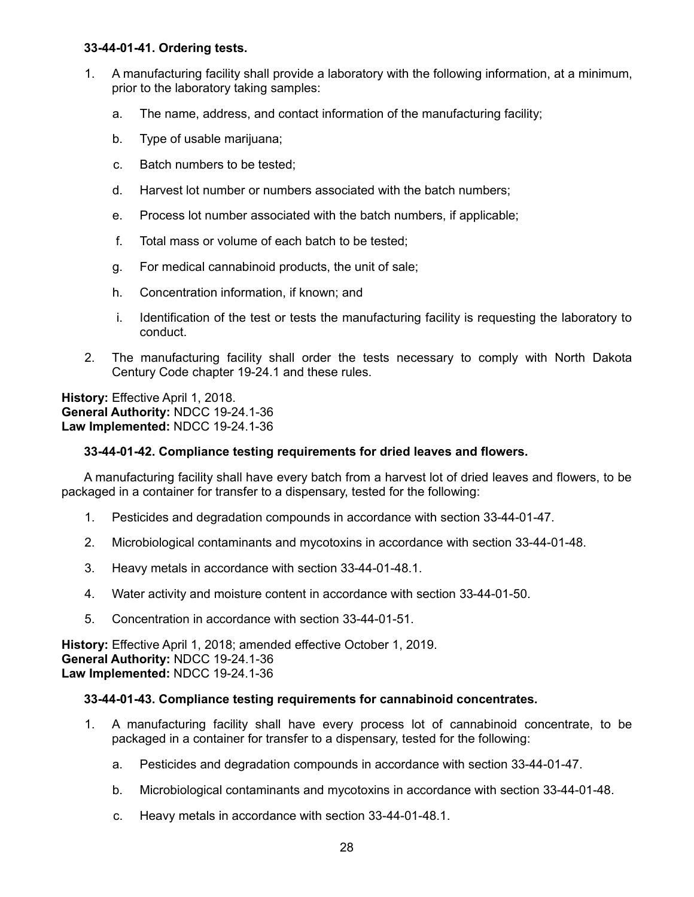**33-44-01-41. Ordering tests.**

1. A manufacturing facility shall provide a laboratory with the following information, at a minimum, prior to the laboratory taking samples:

    a. The name, address, and contact information of the manufacturing facility;

    b. Type of usable marijuana;

    c. Batch numbers to be tested;

    d. Harvest lot number or numbers associated with the batch numbers;

    e. Process lot number associated with the batch numbers, if applicable;

    f. Total mass or volume of each batch to be tested;

    g. For medical cannabinoid products, the unit of sale;

    h. Concentration information, if known; and

    i. Identification of the test or tests the manufacturing facility is requesting the laboratory to conduct.

2. The manufacturing facility shall order the tests necessary to comply with North Dakota Century Code chapter 19-24.1 and these rules.

**History:** Effective April 1, 2018.
**General Authority:** NDCC 19-24.1-36
**Law Implemented:** NDCC 19-24.1-36

**33-44-01-42. Compliance testing requirements for dried leaves and flowers.**

A manufacturing facility shall have every batch from a harvest lot of dried leaves and flowers, to be packaged in a container for transfer to a dispensary, tested for the following:

1. Pesticides and degradation compounds in accordance with section 33-44-01-47.

2. Microbiological contaminants and mycotoxins in accordance with section 33-44-01-48.

3. Heavy metals in accordance with section 33-44-01-48.1.

4. Water activity and moisture content in accordance with section 33-44-01-50.

5. Concentration in accordance with section 33-44-01-51.

**History:** Effective April 1, 2018; amended effective October 1, 2019.
**General Authority:** NDCC 19-24.1-36
**Law Implemented:** NDCC 19-24.1-36

**33-44-01-43. Compliance testing requirements for cannabinoid concentrates.**

1. A manufacturing facility shall have every process lot of cannabinoid concentrate, to be packaged in a container for transfer to a dispensary, tested for the following:

    a. Pesticides and degradation compounds in accordance with section 33-44-01-47.

    b. Microbiological contaminants and mycotoxins in accordance with section 33-44-01-48.

    c. Heavy metals in accordance with section 33-44-01-48.1.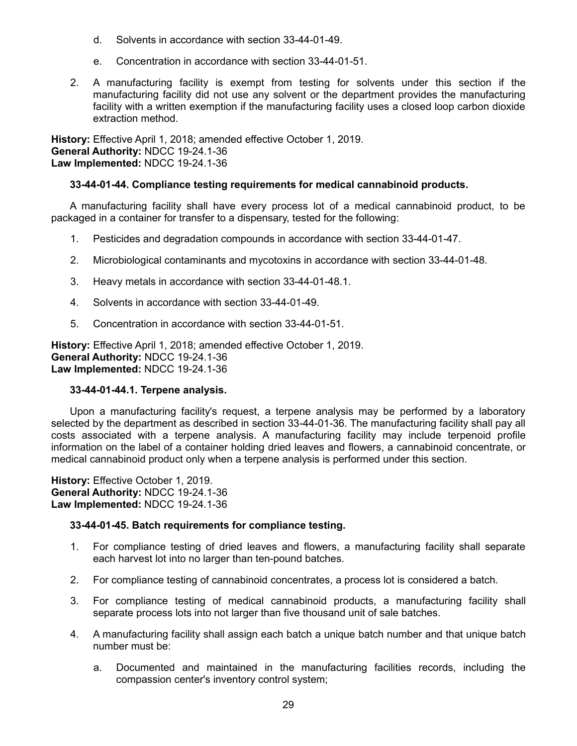d. Solvents in accordance with section 33-44-01-49.

    e. Concentration in accordance with section 33-44-01-51.

2. A manufacturing facility is exempt from testing for solvents under this section if the manufacturing facility did not use any solvent or the department provides the manufacturing facility with a written exemption if the manufacturing facility uses a closed loop carbon dioxide extraction method.

**History:** Effective April 1, 2018; amended effective October 1, 2019.
**General Authority:** NDCC 19-24.1-36
**Law Implemented:** NDCC 19-24.1-36

**33-44-01-44. Compliance testing requirements for medical cannabinoid products.**

A manufacturing facility shall have every process lot of a medical cannabinoid product, to be packaged in a container for transfer to a dispensary, tested for the following:

1. Pesticides and degradation compounds in accordance with section 33-44-01-47.

2. Microbiological contaminants and mycotoxins in accordance with section 33-44-01-48.

3. Heavy metals in accordance with section 33-44-01-48.1.

4. Solvents in accordance with section 33-44-01-49.

5. Concentration in accordance with section 33-44-01-51.

**History:** Effective April 1, 2018; amended effective October 1, 2019.
**General Authority:** NDCC 19-24.1-36
**Law Implemented:** NDCC 19-24.1-36

**33-44-01-44.1. Terpene analysis.**

Upon a manufacturing facility's request, a terpene analysis may be performed by a laboratory selected by the department as described in section 33-44-01-36. The manufacturing facility shall pay all costs associated with a terpene analysis. A manufacturing facility may include terpenoid profile information on the label of a container holding dried leaves and flowers, a cannabinoid concentrate, or medical cannabinoid product only when a terpene analysis is performed under this section.

**History:** Effective October 1, 2019.
**General Authority:** NDCC 19-24.1-36
**Law Implemented:** NDCC 19-24.1-36

**33-44-01-45. Batch requirements for compliance testing.**

1. For compliance testing of dried leaves and flowers, a manufacturing facility shall separate each harvest lot into no larger than ten-pound batches.

2. For compliance testing of cannabinoid concentrates, a process lot is considered a batch.

3. For compliance testing of medical cannabinoid products, a manufacturing facility shall separate process lots into not larger than five thousand unit of sale batches.

4. A manufacturing facility shall assign each batch a unique batch number and that unique batch number must be:

    a. Documented and maintained in the manufacturing facilities records, including the compassion center's inventory control system;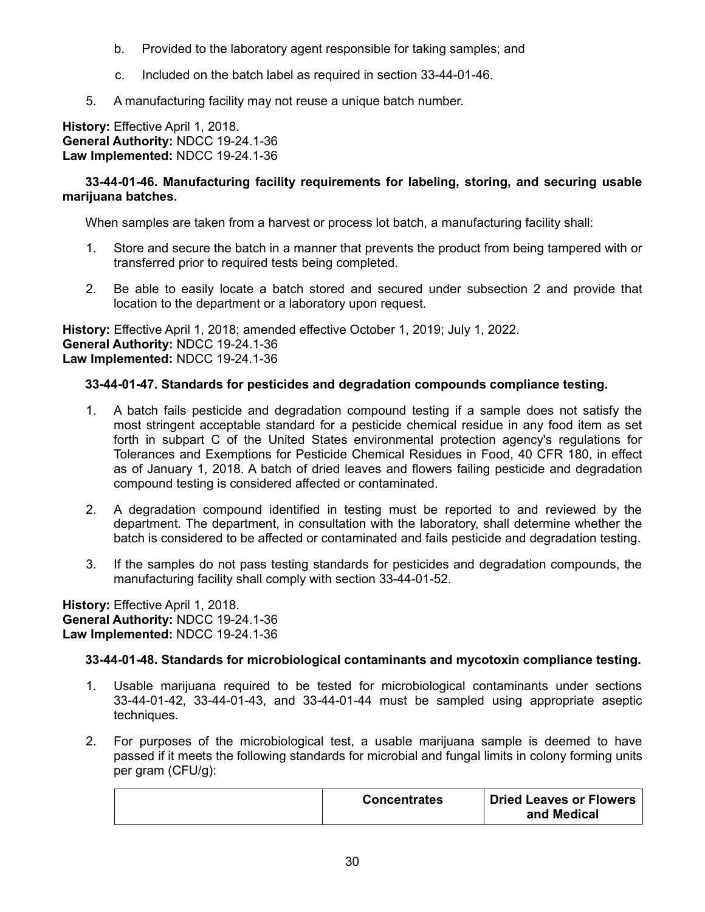b. Provided to the laboratory agent responsible for taking samples; and

c. Included on the batch label as required in section 33-44-01-46.

5. A manufacturing facility may not reuse a unique batch number.

**History:** Effective April 1, 2018.
**General Authority:** NDCC 19-24.1-36
**Law Implemented:** NDCC 19-24.1-36

**33-44-01-46. Manufacturing facility requirements for labeling, storing, and securing usable marijuana batches.**

When samples are taken from a harvest or process lot batch, a manufacturing facility shall:

1. Store and secure the batch in a manner that prevents the product from being tampered with or transferred prior to required tests being completed.

2. Be able to easily locate a batch stored and secured under subsection 2 and provide that location to the department or a laboratory upon request.

**History:** Effective April 1, 2018; amended effective October 1, 2019; July 1, 2022.
**General Authority:** NDCC 19-24.1-36
**Law Implemented:** NDCC 19-24.1-36

**33-44-01-47. Standards for pesticides and degradation compounds compliance testing.**

1. A batch fails pesticide and degradation compound testing if a sample does not satisfy the most stringent acceptable standard for a pesticide chemical residue in any food item as set forth in subpart C of the United States environmental protection agency's regulations for Tolerances and Exemptions for Pesticide Chemical Residues in Food, 40 CFR 180, in effect as of January 1, 2018. A batch of dried leaves and flowers failing pesticide and degradation compound testing is considered affected or contaminated.

2. A degradation compound identified in testing must be reported to and reviewed by the department. The department, in consultation with the laboratory, shall determine whether the batch is considered to be affected or contaminated and fails pesticide and degradation testing.

3. If the samples do not pass testing standards for pesticides and degradation compounds, the manufacturing facility shall comply with section 33-44-01-52.

**History:** Effective April 1, 2018.
**General Authority:** NDCC 19-24.1-36
**Law Implemented:** NDCC 19-24.1-36

**33-44-01-48. Standards for microbiological contaminants and mycotoxin compliance testing.**

1. Usable marijuana required to be tested for microbiological contaminants under sections 33-44-01-42, 33-44-01-43, and 33-44-01-44 must be sampled using appropriate aseptic techniques.

2. For purposes of the microbiological test, a usable marijuana sample is deemed to have passed if it meets the following standards for microbial and fungal limits in colony forming units per gram (CFU/g):

| | **Concentrates** | **Dried Leaves or Flowers and Medical** |
|---|---|---|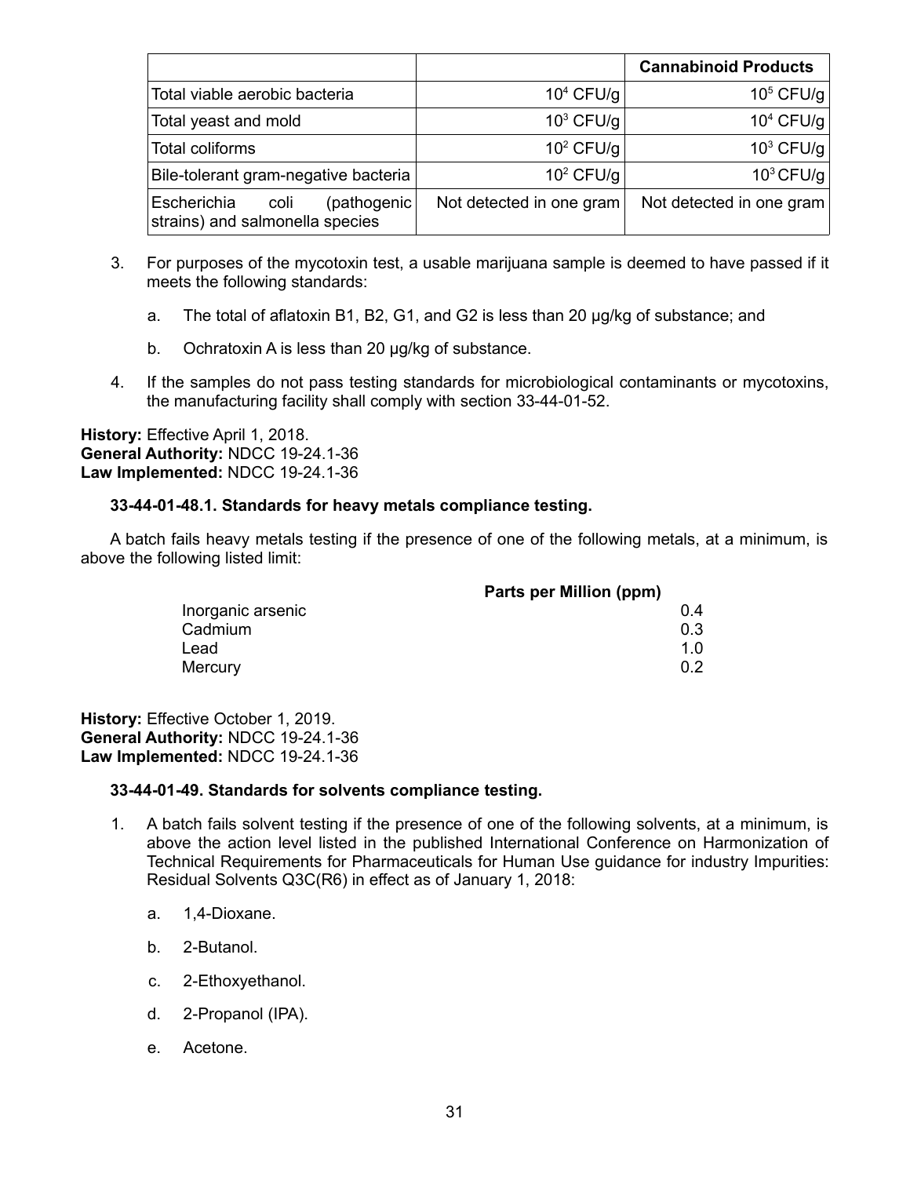| | | Cannabinoid Products |
|---|---|---|
| Total viable aerobic bacteria | $10^4$ CFU/g | $10^5$ CFU/g |
| Total yeast and mold | $10^3$ CFU/g | $10^4$ CFU/g |
| Total coliforms | $10^2$ CFU/g | $10^3$ CFU/g |
| Bile-tolerant gram-negative bacteria | $10^2$ CFU/g | $10^3$ CFU/g |
| Escherichia coli (pathogenic strains) and salmonella species | Not detected in one gram | Not detected in one gram |

3. For purposes of the mycotoxin test, a usable marijuana sample is deemed to have passed if it meets the following standards:

   a. The total of aflatoxin B1, B2, G1, and G2 is less than 20 μg/kg of substance; and

   b. Ochratoxin A is less than 20 μg/kg of substance.

4. If the samples do not pass testing standards for microbiological contaminants or mycotoxins, the manufacturing facility shall comply with section 33-44-01-52.

**History:** Effective April 1, 2018.
**General Authority:** NDCC 19-24.1-36
**Law Implemented:** NDCC 19-24.1-36

**33-44-01-48.1. Standards for heavy metals compliance testing.**

A batch fails heavy metals testing if the presence of one of the following metals, at a minimum, is above the following listed limit:

| | Parts per Million (ppm) |
|---|---|
| Inorganic arsenic | 0.4 |
| Cadmium | 0.3 |
| Lead | 1.0 |
| Mercury | 0.2 |

**History:** Effective October 1, 2019.
**General Authority:** NDCC 19-24.1-36
**Law Implemented:** NDCC 19-24.1-36

**33-44-01-49. Standards for solvents compliance testing.**

1. A batch fails solvent testing if the presence of one of the following solvents, at a minimum, is above the action level listed in the published International Conference on Harmonization of Technical Requirements for Pharmaceuticals for Human Use guidance for industry Impurities: Residual Solvents Q3C(R6) in effect as of January 1, 2018:

   a. 1,4-Dioxane.

   b. 2-Butanol.

   c. 2-Ethoxyethanol.

   d. 2-Propanol (IPA).

   e. Acetone.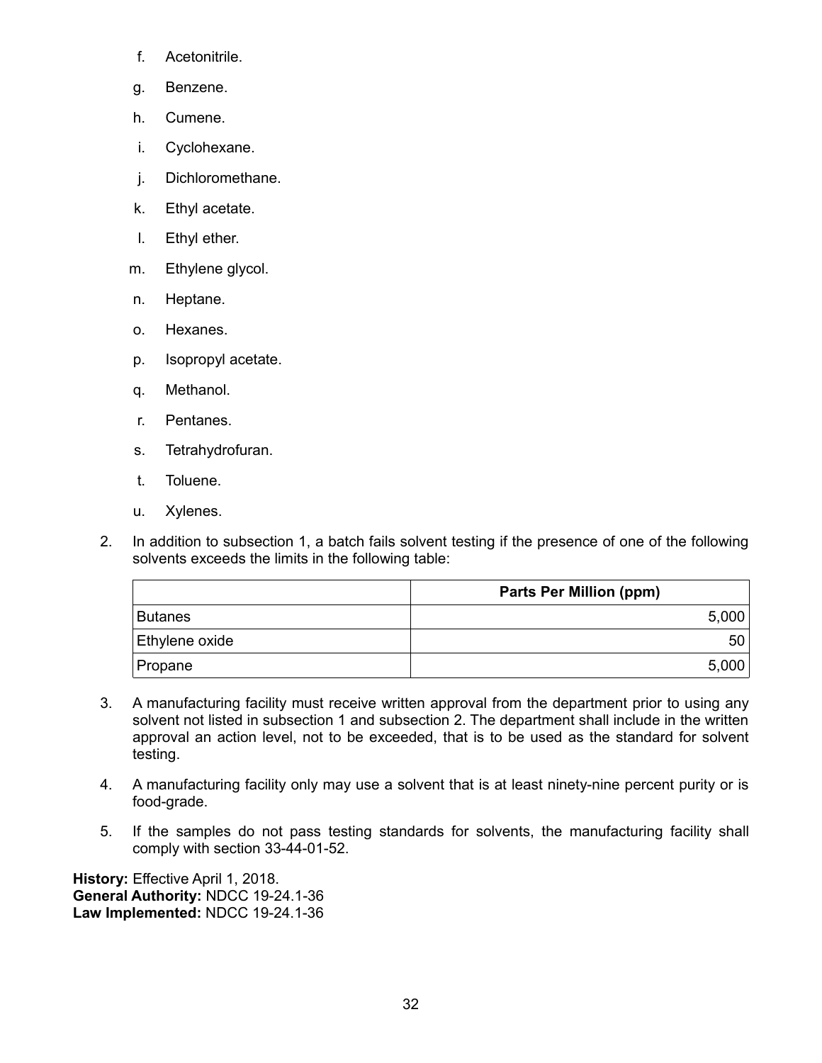f. Acetonitrile.

g. Benzene.

h. Cumene.

i. Cyclohexane.

j. Dichloromethane.

k. Ethyl acetate.

l. Ethyl ether.

m. Ethylene glycol.

n. Heptane.

o. Hexanes.

p. Isopropyl acetate.

q. Methanol.

r. Pentanes.

s. Tetrahydrofuran.

t. Toluene.

u. Xylenes.

2. In addition to subsection 1, a batch fails solvent testing if the presence of one of the following solvents exceeds the limits in the following table:

| | Parts Per Million (ppm) |
|---|---:|
| Butanes | 5,000 |
| Ethylene oxide | 50 |
| Propane | 5,000 |

3. A manufacturing facility must receive written approval from the department prior to using any solvent not listed in subsection 1 and subsection 2. The department shall include in the written approval an action level, not to be exceeded, that is to be used as the standard for solvent testing.

4. A manufacturing facility only may use a solvent that is at least ninety-nine percent purity or is food-grade.

5. If the samples do not pass testing standards for solvents, the manufacturing facility shall comply with section 33-44-01-52.

**History:** Effective April 1, 2018.
**General Authority:** NDCC 19-24.1-36
**Law Implemented:** NDCC 19-24.1-36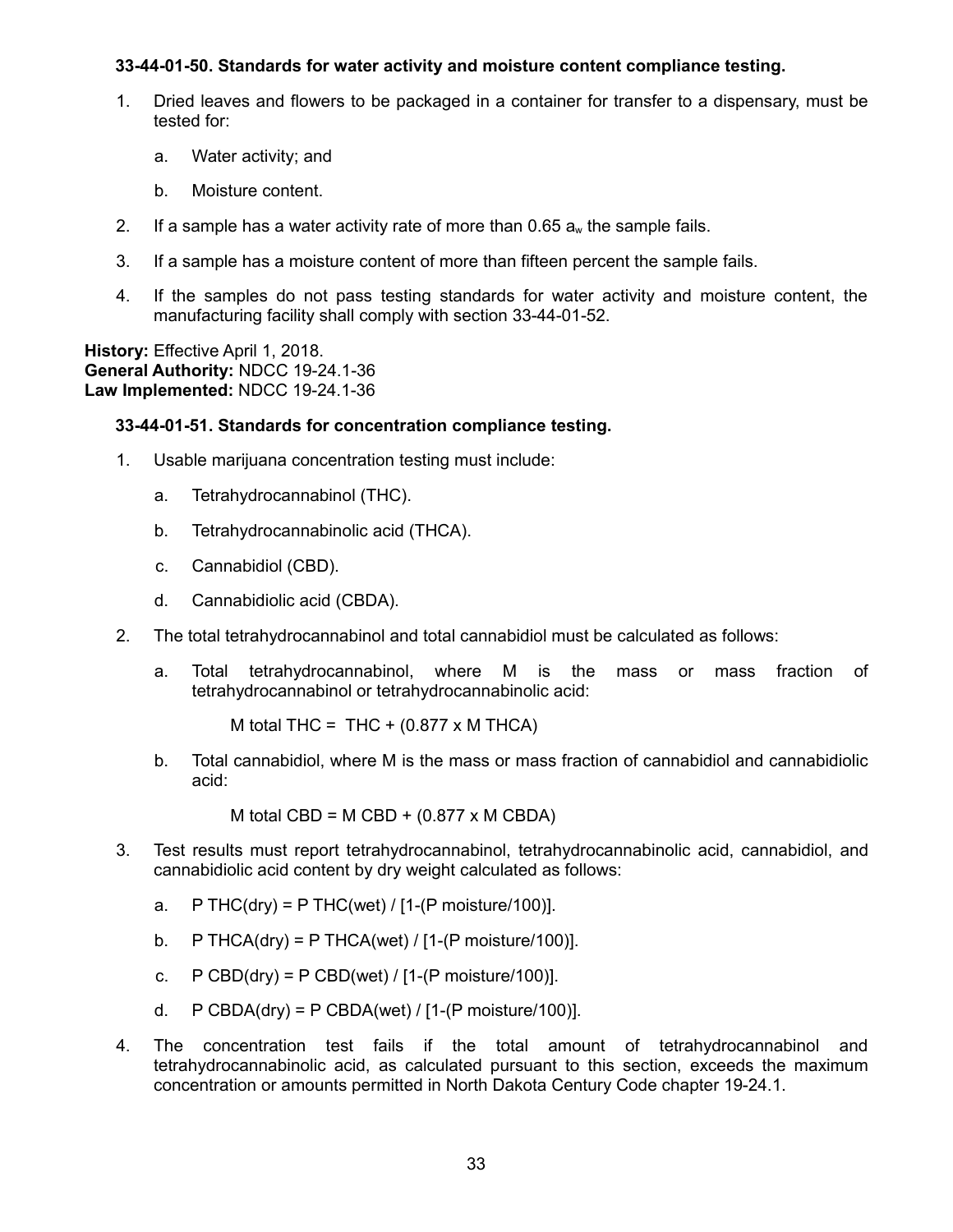**33-44-01-50. Standards for water activity and moisture content compliance testing.**

1. Dried leaves and flowers to be packaged in a container for transfer to a dispensary, must be tested for:

   a. Water activity; and

   b. Moisture content.

2. If a sample has a water activity rate of more than 0.65 $a_w$ the sample fails.

3. If a sample has a moisture content of more than fifteen percent the sample fails.

4. If the samples do not pass testing standards for water activity and moisture content, the manufacturing facility shall comply with section 33-44-01-52.

**History:** Effective April 1, 2018.
**General Authority:** NDCC 19-24.1-36
**Law Implemented:** NDCC 19-24.1-36

**33-44-01-51. Standards for concentration compliance testing.**

1. Usable marijuana concentration testing must include:

   a. Tetrahydrocannabinol (THC).

   b. Tetrahydrocannabinolic acid (THCA).

   c. Cannabidiol (CBD).

   d. Cannabidiolic acid (CBDA).

2. The total tetrahydrocannabinol and total cannabidiol must be calculated as follows:

   a. Total tetrahydrocannabinol, where M is the mass or mass fraction of tetrahydrocannabinol or tetrahydrocannabinolic acid:

      M total THC = THC + (0.877 x M THCA)

   b. Total cannabidiol, where M is the mass or mass fraction of cannabidiol and cannabidiolic acid:

      M total CBD = M CBD + (0.877 x M CBDA)

3. Test results must report tetrahydrocannabinol, tetrahydrocannabinolic acid, cannabidiol, and cannabidiolic acid content by dry weight calculated as follows:

   a. P THC(dry) = P THC(wet) / [1-(P moisture/100)].

   b. P THCA(dry) = P THCA(wet) / [1-(P moisture/100)].

   c. P CBD(dry) = P CBD(wet) / [1-(P moisture/100)].

   d. P CBDA(dry) = P CBDA(wet) / [1-(P moisture/100)].

4. The concentration test fails if the total amount of tetrahydrocannabinol and tetrahydrocannabinolic acid, as calculated pursuant to this section, exceeds the maximum concentration or amounts permitted in North Dakota Century Code chapter 19-24.1.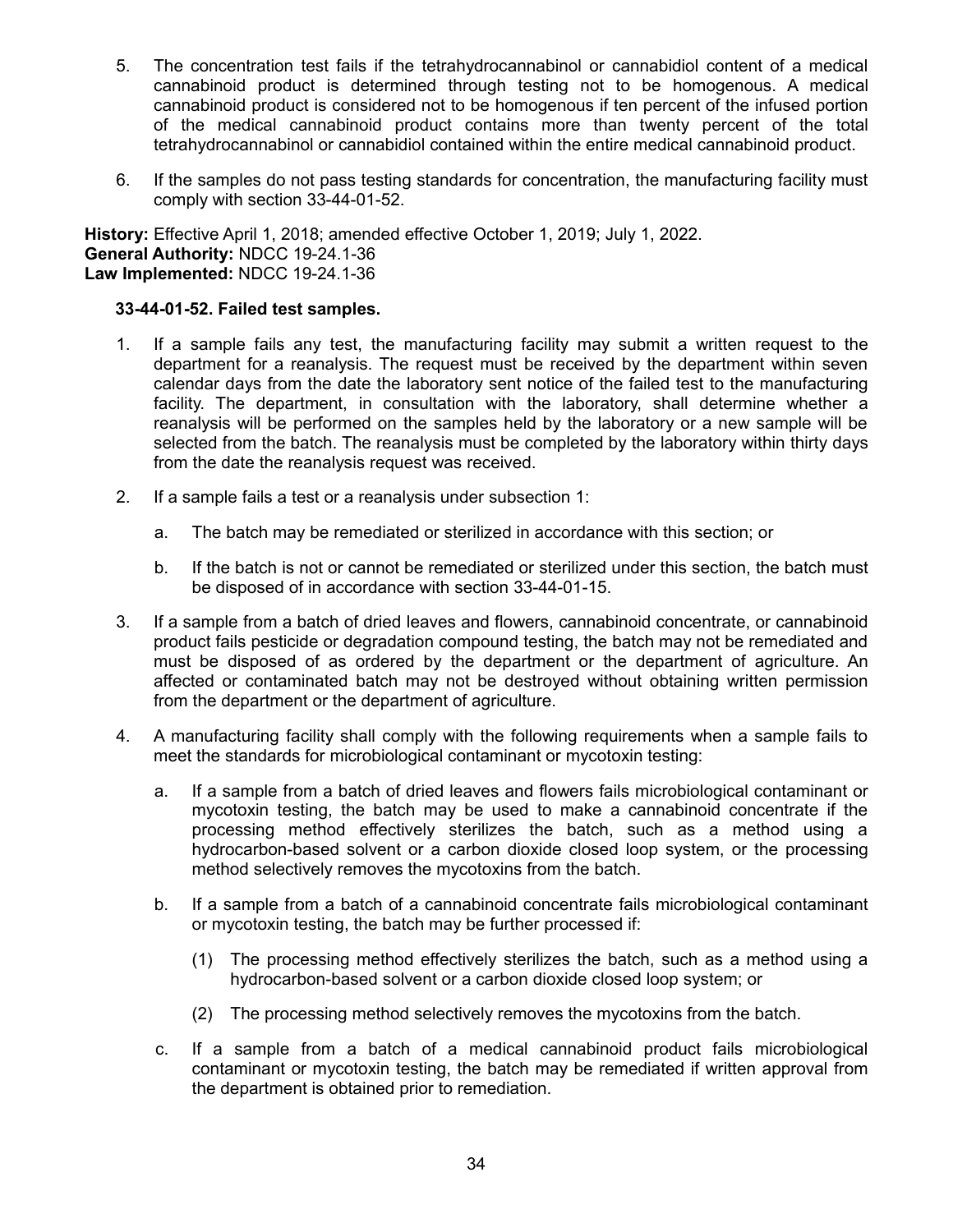5. The concentration test fails if the tetrahydrocannabinol or cannabidiol content of a medical cannabinoid product is determined through testing not to be homogenous. A medical cannabinoid product is considered not to be homogenous if ten percent of the infused portion of the medical cannabinoid product contains more than twenty percent of the total tetrahydrocannabinol or cannabidiol contained within the entire medical cannabinoid product.

6. If the samples do not pass testing standards for concentration, the manufacturing facility must comply with section 33-44-01-52.

**History:** Effective April 1, 2018; amended effective October 1, 2019; July 1, 2022.
**General Authority:** NDCC 19-24.1-36
**Law Implemented:** NDCC 19-24.1-36

**33-44-01-52. Failed test samples.**

1. If a sample fails any test, the manufacturing facility may submit a written request to the department for a reanalysis. The request must be received by the department within seven calendar days from the date the laboratory sent notice of the failed test to the manufacturing facility. The department, in consultation with the laboratory, shall determine whether a reanalysis will be performed on the samples held by the laboratory or a new sample will be selected from the batch. The reanalysis must be completed by the laboratory within thirty days from the date the reanalysis request was received.

2. If a sample fails a test or a reanalysis under subsection 1:

   a. The batch may be remediated or sterilized in accordance with this section; or

   b. If the batch is not or cannot be remediated or sterilized under this section, the batch must be disposed of in accordance with section 33-44-01-15.

3. If a sample from a batch of dried leaves and flowers, cannabinoid concentrate, or cannabinoid product fails pesticide or degradation compound testing, the batch may not be remediated and must be disposed of as ordered by the department or the department of agriculture. An affected or contaminated batch may not be destroyed without obtaining written permission from the department or the department of agriculture.

4. A manufacturing facility shall comply with the following requirements when a sample fails to meet the standards for microbiological contaminant or mycotoxin testing:

   a. If a sample from a batch of dried leaves and flowers fails microbiological contaminant or mycotoxin testing, the batch may be used to make a cannabinoid concentrate if the processing method effectively sterilizes the batch, such as a method using a hydrocarbon-based solvent or a carbon dioxide closed loop system, or the processing method selectively removes the mycotoxins from the batch.

   b. If a sample from a batch of a cannabinoid concentrate fails microbiological contaminant or mycotoxin testing, the batch may be further processed if:

      (1) The processing method effectively sterilizes the batch, such as a method using a hydrocarbon-based solvent or a carbon dioxide closed loop system; or

      (2) The processing method selectively removes the mycotoxins from the batch.

   c. If a sample from a batch of a medical cannabinoid product fails microbiological contaminant or mycotoxin testing, the batch may be remediated if written approval from the department is obtained prior to remediation.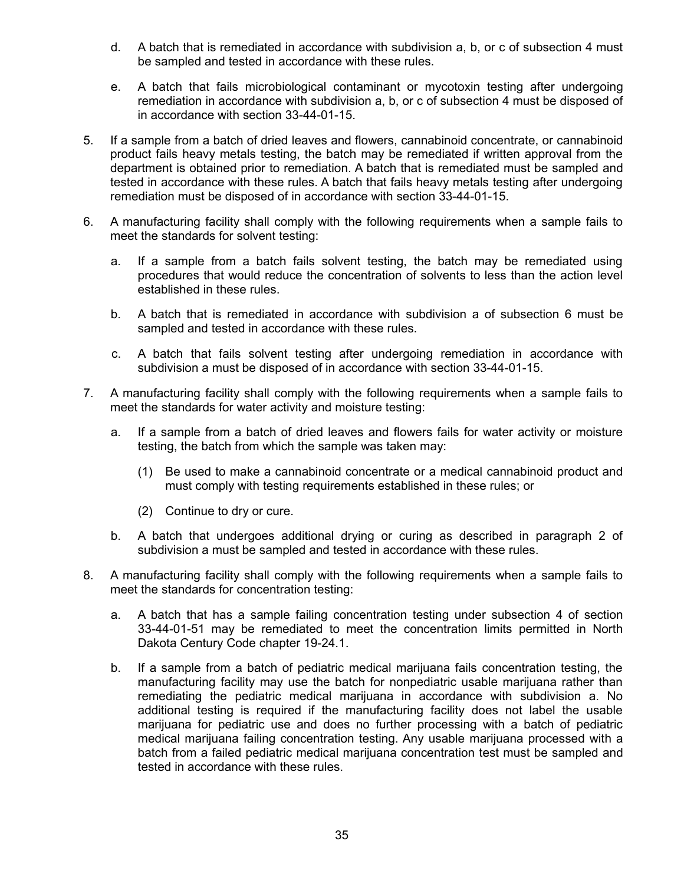d. A batch that is remediated in accordance with subdivision a, b, or c of subsection 4 must be sampled and tested in accordance with these rules.

e. A batch that fails microbiological contaminant or mycotoxin testing after undergoing remediation in accordance with subdivision a, b, or c of subsection 4 must be disposed of in accordance with section 33-44-01-15.

5. If a sample from a batch of dried leaves and flowers, cannabinoid concentrate, or cannabinoid product fails heavy metals testing, the batch may be remediated if written approval from the department is obtained prior to remediation. A batch that is remediated must be sampled and tested in accordance with these rules. A batch that fails heavy metals testing after undergoing remediation must be disposed of in accordance with section 33-44-01-15.

6. A manufacturing facility shall comply with the following requirements when a sample fails to meet the standards for solvent testing:

   a. If a sample from a batch fails solvent testing, the batch may be remediated using procedures that would reduce the concentration of solvents to less than the action level established in these rules.

   b. A batch that is remediated in accordance with subdivision a of subsection 6 must be sampled and tested in accordance with these rules.

   c. A batch that fails solvent testing after undergoing remediation in accordance with subdivision a must be disposed of in accordance with section 33-44-01-15.

7. A manufacturing facility shall comply with the following requirements when a sample fails to meet the standards for water activity and moisture testing:

   a. If a sample from a batch of dried leaves and flowers fails for water activity or moisture testing, the batch from which the sample was taken may:

      (1) Be used to make a cannabinoid concentrate or a medical cannabinoid product and must comply with testing requirements established in these rules; or

      (2) Continue to dry or cure.

   b. A batch that undergoes additional drying or curing as described in paragraph 2 of subdivision a must be sampled and tested in accordance with these rules.

8. A manufacturing facility shall comply with the following requirements when a sample fails to meet the standards for concentration testing:

   a. A batch that has a sample failing concentration testing under subsection 4 of section 33-44-01-51 may be remediated to meet the concentration limits permitted in North Dakota Century Code chapter 19-24.1.

   b. If a sample from a batch of pediatric medical marijuana fails concentration testing, the manufacturing facility may use the batch for nonpediatric usable marijuana rather than remediating the pediatric medical marijuana in accordance with subdivision a. No additional testing is required if the manufacturing facility does not label the usable marijuana for pediatric use and does no further processing with a batch of pediatric medical marijuana failing concentration testing. Any usable marijuana processed with a batch from a failed pediatric medical marijuana concentration test must be sampled and tested in accordance with these rules.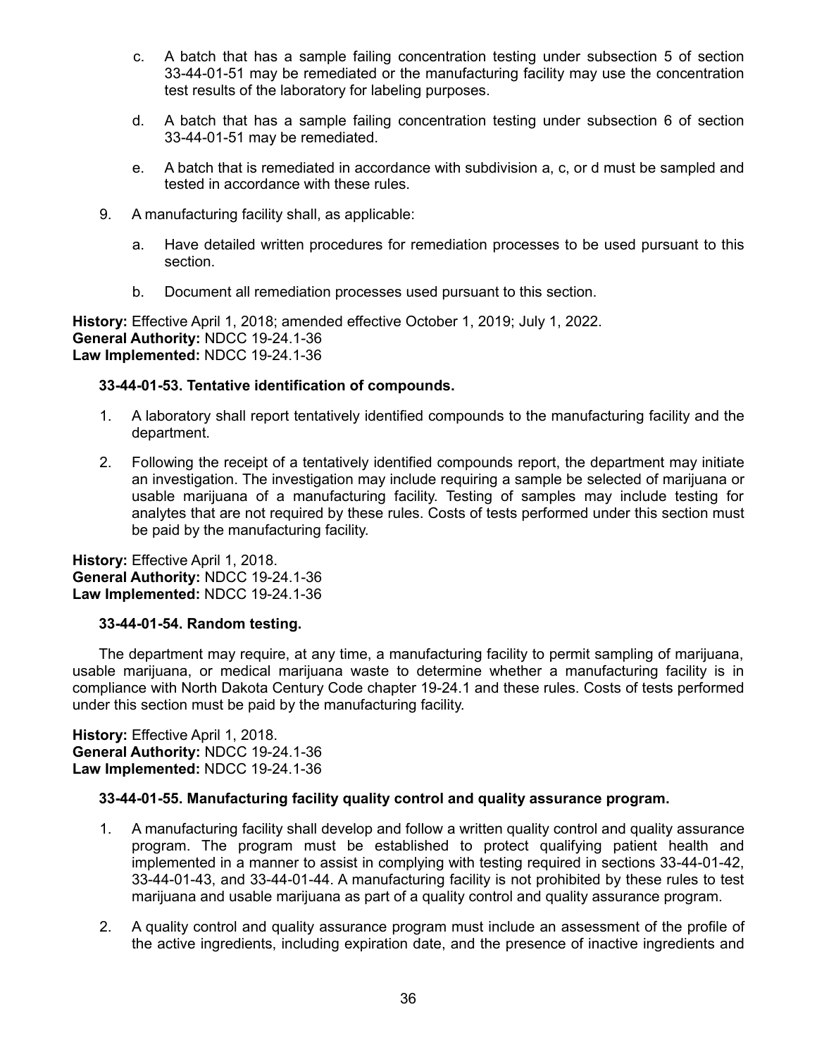c. A batch that has a sample failing concentration testing under subsection 5 of section 33-44-01-51 may be remediated or the manufacturing facility may use the concentration test results of the laboratory for labeling purposes.

d. A batch that has a sample failing concentration testing under subsection 6 of section 33-44-01-51 may be remediated.

e. A batch that is remediated in accordance with subdivision a, c, or d must be sampled and tested in accordance with these rules.

9. A manufacturing facility shall, as applicable:

   a. Have detailed written procedures for remediation processes to be used pursuant to this section.

   b. Document all remediation processes used pursuant to this section.

**History:** Effective April 1, 2018; amended effective October 1, 2019; July 1, 2022.
**General Authority:** NDCC 19-24.1-36
**Law Implemented:** NDCC 19-24.1-36

**33-44-01-53. Tentative identification of compounds.**

1. A laboratory shall report tentatively identified compounds to the manufacturing facility and the department.

2. Following the receipt of a tentatively identified compounds report, the department may initiate an investigation. The investigation may include requiring a sample be selected of marijuana or usable marijuana of a manufacturing facility. Testing of samples may include testing for analytes that are not required by these rules. Costs of tests performed under this section must be paid by the manufacturing facility.

**History:** Effective April 1, 2018.
**General Authority:** NDCC 19-24.1-36
**Law Implemented:** NDCC 19-24.1-36

**33-44-01-54. Random testing.**

The department may require, at any time, a manufacturing facility to permit sampling of marijuana, usable marijuana, or medical marijuana waste to determine whether a manufacturing facility is in compliance with North Dakota Century Code chapter 19-24.1 and these rules. Costs of tests performed under this section must be paid by the manufacturing facility.

**History:** Effective April 1, 2018.
**General Authority:** NDCC 19-24.1-36
**Law Implemented:** NDCC 19-24.1-36

**33-44-01-55. Manufacturing facility quality control and quality assurance program.**

1. A manufacturing facility shall develop and follow a written quality control and quality assurance program. The program must be established to protect qualifying patient health and implemented in a manner to assist in complying with testing required in sections 33-44-01-42, 33-44-01-43, and 33-44-01-44. A manufacturing facility is not prohibited by these rules to test marijuana and usable marijuana as part of a quality control and quality assurance program.

2. A quality control and quality assurance program must include an assessment of the profile of the active ingredients, including expiration date, and the presence of inactive ingredients and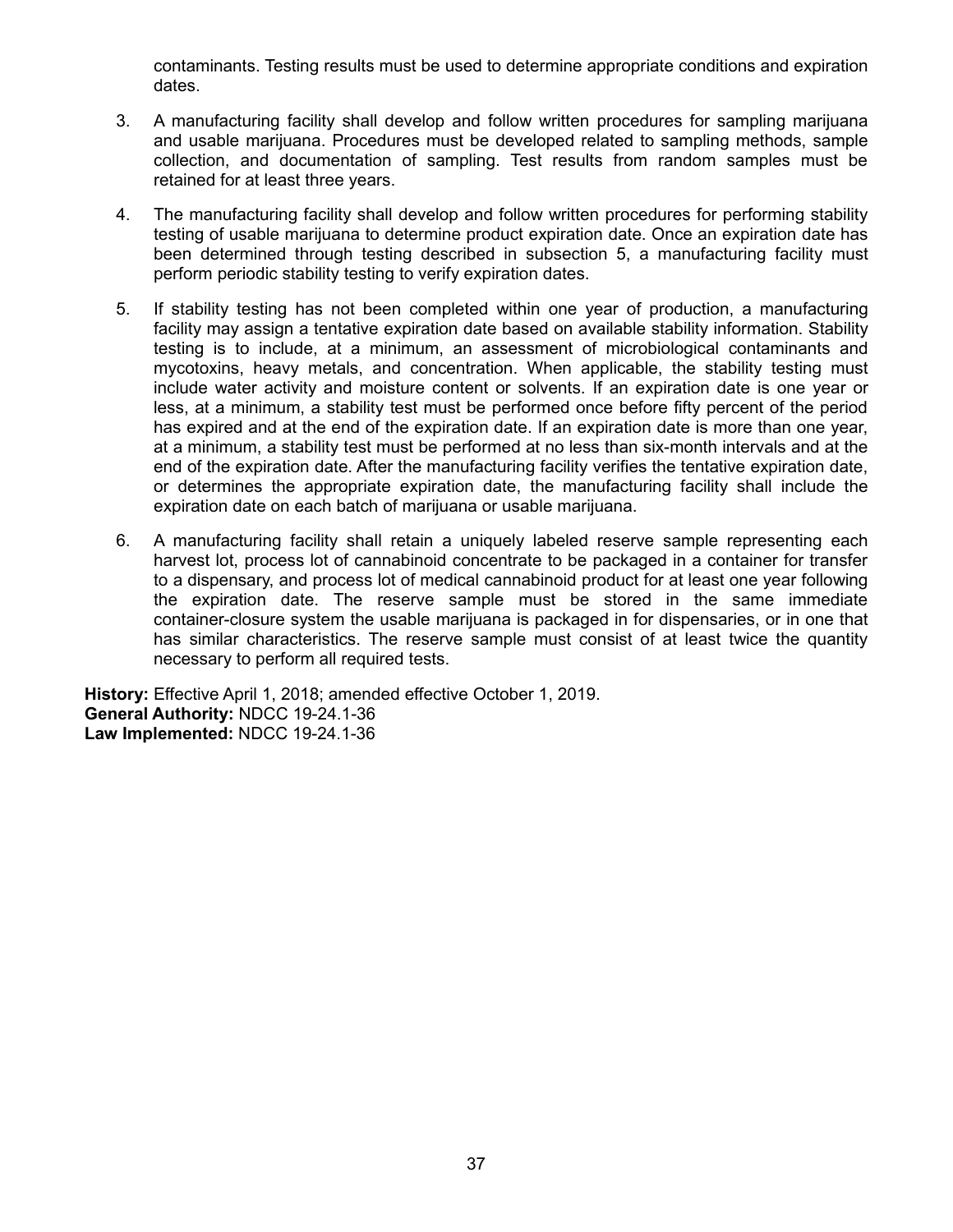contaminants. Testing results must be used to determine appropriate conditions and expiration dates.

3. A manufacturing facility shall develop and follow written procedures for sampling marijuana and usable marijuana. Procedures must be developed related to sampling methods, sample collection, and documentation of sampling. Test results from random samples must be retained for at least three years.

4. The manufacturing facility shall develop and follow written procedures for performing stability testing of usable marijuana to determine product expiration date. Once an expiration date has been determined through testing described in subsection 5, a manufacturing facility must perform periodic stability testing to verify expiration dates.

5. If stability testing has not been completed within one year of production, a manufacturing facility may assign a tentative expiration date based on available stability information. Stability testing is to include, at a minimum, an assessment of microbiological contaminants and mycotoxins, heavy metals, and concentration. When applicable, the stability testing must include water activity and moisture content or solvents. If an expiration date is one year or less, at a minimum, a stability test must be performed once before fifty percent of the period has expired and at the end of the expiration date. If an expiration date is more than one year, at a minimum, a stability test must be performed at no less than six-month intervals and at the end of the expiration date. After the manufacturing facility verifies the tentative expiration date, or determines the appropriate expiration date, the manufacturing facility shall include the expiration date on each batch of marijuana or usable marijuana.

6. A manufacturing facility shall retain a uniquely labeled reserve sample representing each harvest lot, process lot of cannabinoid concentrate to be packaged in a container for transfer to a dispensary, and process lot of medical cannabinoid product for at least one year following the expiration date. The reserve sample must be stored in the same immediate container-closure system the usable marijuana is packaged in for dispensaries, or in one that has similar characteristics. The reserve sample must consist of at least twice the quantity necessary to perform all required tests.

**History:** Effective April 1, 2018; amended effective October 1, 2019.
**General Authority:** NDCC 19-24.1-36
**Law Implemented:** NDCC 19-24.1-36